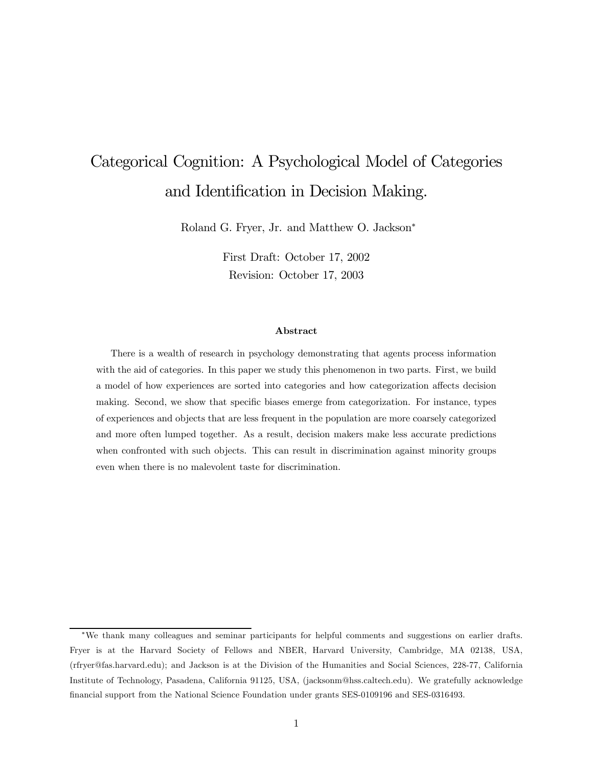# Categorical Cognition: A Psychological Model of Categories and Identification in Decision Making.

Roland G. Fryer, Jr. and Matthew O. Jackson*

First Draft: October 17, 2002

Revision: October 17, 2003

### Abstract

There is a wealth of research in psychology demonstrating that agents process information with the aid of categories. In this paper we study this phenomenon in two parts. First, we build a model of how experiences are sorted into categories and how categorization affects decision making. Second, we show that specific biases emerge from categorization. For instance, types of experiences and objects that are less frequent in the population are more coarsely categorized and more often lumped together. As a result, decision makers make less accurate predictions when confronted with such objects. This can result in discrimination against minority groups even when there is no malevolent taste for discrimination.

---

*We thank many colleagues and seminar participants for helpful comments and suggestions on earlier drafts. Fryer is at the Harvard Society of Fellows and NBER, Harvard University, Cambridge, MA 02138, USA, (rfryer@fas.harvard.edu); and Jackson is at the Division of the Humanities and Social Sciences, 228-77, California Institute of Technology, Pasadena, California 91125, USA, (jacksonm@hss.caltech.edu). We gratefully acknowledge financial support from the National Science Foundation under grants SES-0109196 and SES-0316493.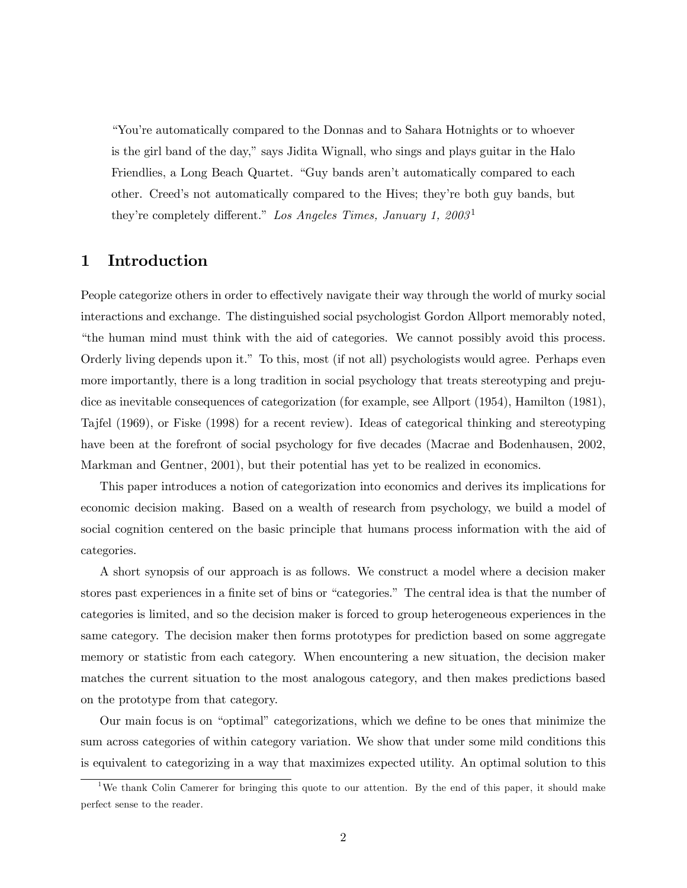"You're automatically compared to the Donnas and to Sahara Hotnights or to whoever is the girl band of the day," says Jidita Wignall, who sings and plays guitar in the Halo Friendlies, a Long Beach Quartet. "Guy bands aren't automatically compared to each other. Creed's not automatically compared to the Hives; they're both guy bands, but they're completely different." *Los Angeles Times, January 1, 2003*[1]

# 1 Introduction

People categorize others in order to effectively navigate their way through the world of murky social interactions and exchange. The distinguished social psychologist Gordon Allport memorably noted, "the human mind must think with the aid of categories. We cannot possibly avoid this process. Orderly living depends upon it." To this, most (if not all) psychologists would agree. Perhaps even more importantly, there is a long tradition in social psychology that treats stereotyping and prejudice as inevitable consequences of categorization (for example, see Allport (1954), Hamilton (1981), Tajfel (1969), or Fiske (1998) for a recent review). Ideas of categorical thinking and stereotyping have been at the forefront of social psychology for five decades (Macrae and Bodenhausen, 2002, Markman and Gentner, 2001), but their potential has yet to be realized in economics.

This paper introduces a notion of categorization into economics and derives its implications for economic decision making. Based on a wealth of research from psychology, we build a model of social cognition centered on the basic principle that humans process information with the aid of categories.

A short synopsis of our approach is as follows. We construct a model where a decision maker stores past experiences in a finite set of bins or "categories." The central idea is that the number of categories is limited, and so the decision maker is forced to group heterogeneous experiences in the same category. The decision maker then forms prototypes for prediction based on some aggregate memory or statistic from each category. When encountering a new situation, the decision maker matches the current situation to the most analogous category, and then makes predictions based on the prototype from that category.

Our main focus is on "optimal" categorizations, which we define to be ones that minimize the sum across categories of within category variation. We show that under some mild conditions this is equivalent to categorizing in a way that maximizes expected utility. An optimal solution to this

[1] We thank Colin Camerer for bringing this quote to our attention. By the end of this paper, it should make perfect sense to the reader.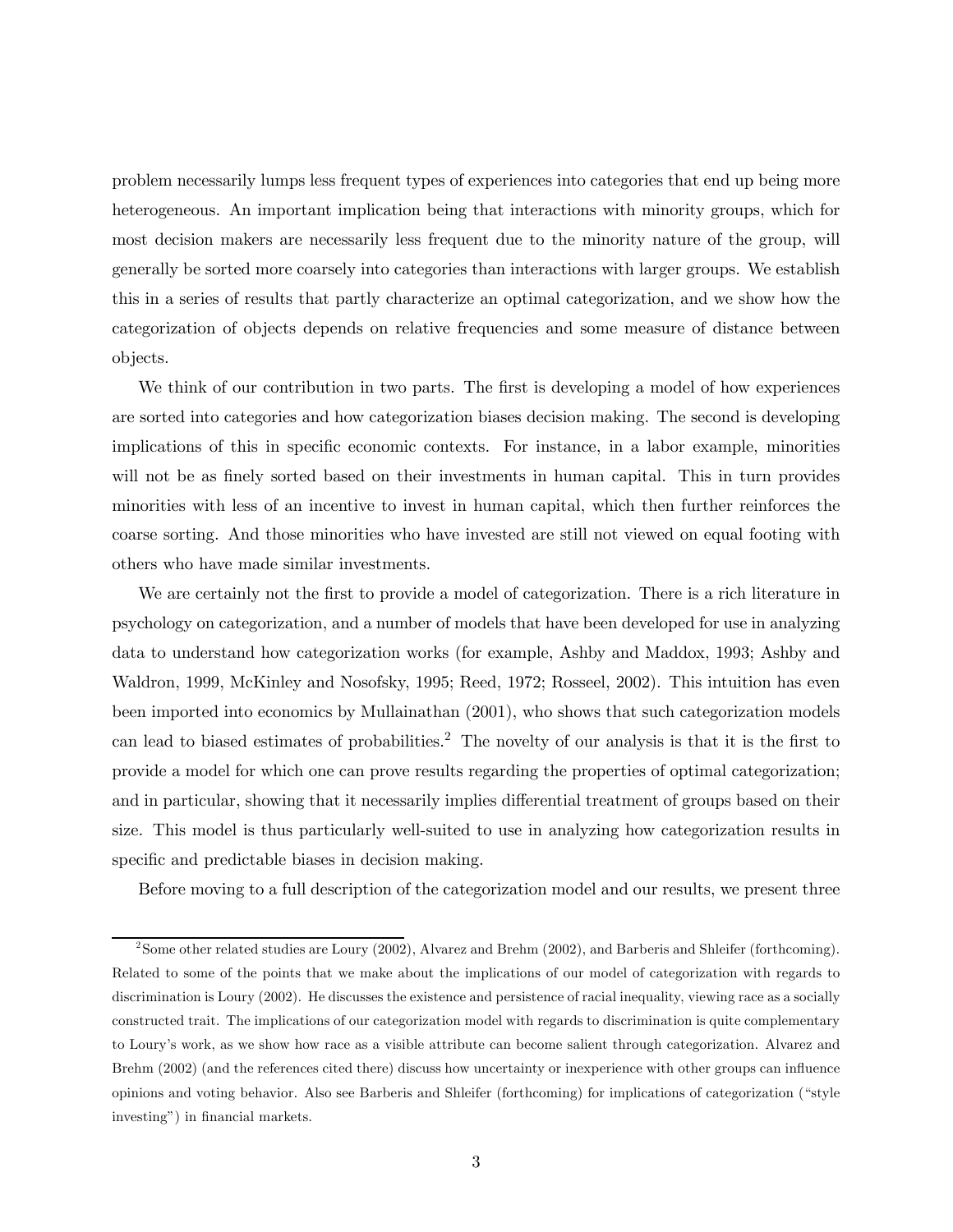problem necessarily lumps less frequent types of experiences into categories that end up being more heterogeneous. An important implication being that interactions with minority groups, which for most decision makers are necessarily less frequent due to the minority nature of the group, will generally be sorted more coarsely into categories than interactions with larger groups. We establish this in a series of results that partly characterize an optimal categorization, and we show how the categorization of objects depends on relative frequencies and some measure of distance between objects.

We think of our contribution in two parts. The first is developing a model of how experiences are sorted into categories and how categorization biases decision making. The second is developing implications of this in specific economic contexts. For instance, in a labor example, minorities will not be as finely sorted based on their investments in human capital. This in turn provides minorities with less of an incentive to invest in human capital, which then further reinforces the coarse sorting. And those minorities who have invested are still not viewed on equal footing with others who have made similar investments.

We are certainly not the first to provide a model of categorization. There is a rich literature in psychology on categorization, and a number of models that have been developed for use in analyzing data to understand how categorization works (for example, Ashby and Maddox, 1993; Ashby and Waldron, 1999, McKinley and Nosofsky, 1995; Reed, 1972; Rosseel, 2002). This intuition has even been imported into economics by Mullainathan (2001), who shows that such categorization models can lead to biased estimates of probabilities.[2] The novelty of our analysis is that it is the first to provide a model for which one can prove results regarding the properties of optimal categorization; and in particular, showing that it necessarily implies differential treatment of groups based on their size. This model is thus particularly well-suited to use in analyzing how categorization results in specific and predictable biases in decision making.

Before moving to a full description of the categorization model and our results, we present three

[2] Some other related studies are Loury (2002), Alvarez and Brehm (2002), and Barberis and Shleifer (forthcoming). Related to some of the points that we make about the implications of our model of categorization with regards to discrimination is Loury (2002). He discusses the existence and persistence of racial inequality, viewing race as a socially constructed trait. The implications of our categorization model with regards to discrimination is quite complementary to Loury's work, as we show how race as a visible attribute can become salient through categorization. Alvarez and Brehm (2002) (and the references cited there) discuss how uncertainty or inexperience with other groups can influence opinions and voting behavior. Also see Barberis and Shleifer (forthcoming) for implications of categorization ("style investing") in financial markets.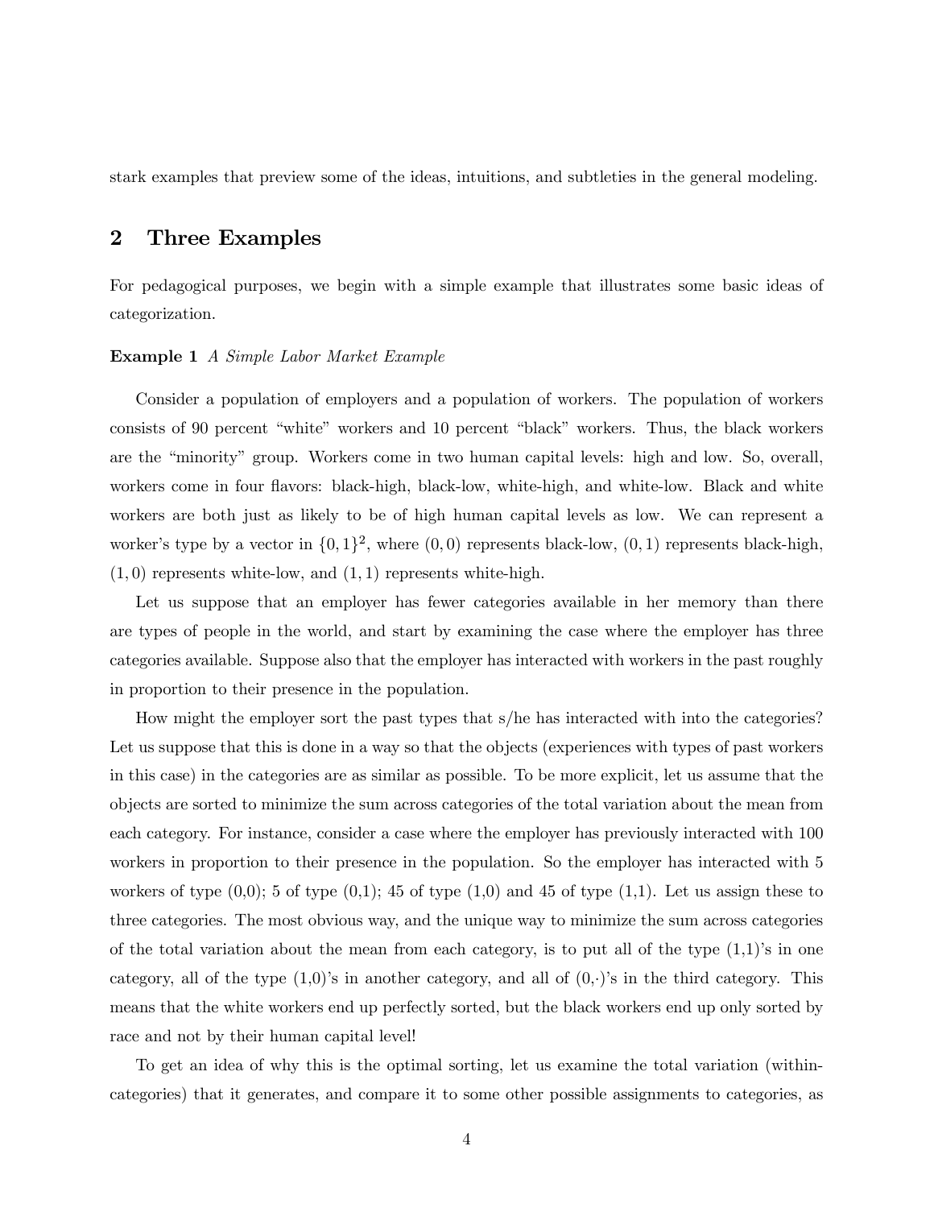stark examples that preview some of the ideas, intuitions, and subtleties in the general modeling.

## 2 Three Examples

For pedagogical purposes, we begin with a simple example that illustrates some basic ideas of categorization.

**Example 1** *A Simple Labor Market Example*

Consider a population of employers and a population of workers. The population of workers consists of 90 percent "white" workers and 10 percent "black" workers. Thus, the black workers are the "minority" group. Workers come in two human capital levels: high and low. So, overall, workers come in four flavors: black-high, black-low, white-high, and white-low. Black and white workers are both just as likely to be of high human capital levels as low. We can represent a worker's type by a vector in $\{0,1\}^2$, where $(0,0)$ represents black-low, $(0,1)$ represents black-high, $(1,0)$ represents white-low, and $(1,1)$ represents white-high.

Let us suppose that an employer has fewer categories available in her memory than there are types of people in the world, and start by examining the case where the employer has three categories available. Suppose also that the employer has interacted with workers in the past roughly in proportion to their presence in the population.

How might the employer sort the past types that s/he has interacted with into the categories? Let us suppose that this is done in a way so that the objects (experiences with types of past workers in this case) in the categories are as similar as possible. To be more explicit, let us assume that the objects are sorted to minimize the sum across categories of the total variation about the mean from each category. For instance, consider a case where the employer has previously interacted with 100 workers in proportion to their presence in the population. So the employer has interacted with 5 workers of type (0,0); 5 of type (0,1); 45 of type (1,0) and 45 of type (1,1). Let us assign these to three categories. The most obvious way, and the unique way to minimize the sum across categories of the total variation about the mean from each category, is to put all of the type (1,1)'s in one category, all of the type (1,0)'s in another category, and all of $(0,\cdot)$'s in the third category. This means that the white workers end up perfectly sorted, but the black workers end up only sorted by race and not by their human capital level!

To get an idea of why this is the optimal sorting, let us examine the total variation (within-categories) that it generates, and compare it to some other possible assignments to categories, as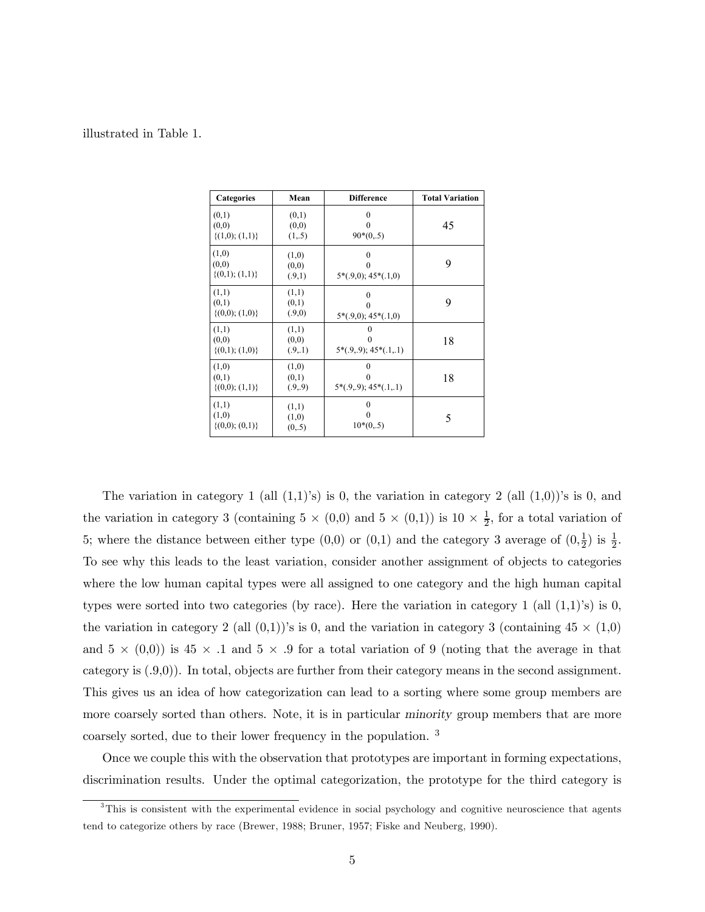illustrated in Table 1.

| Categories | Mean | Difference | Total Variation |
|---|---|---|---|
| (0,1)<br>(0,0)<br>{(1,0); (1,1)} | (0,1)<br>(0,0)<br>(1,.5) | 0<br>0<br>90*(0,.5) | 45 |
| (1,0)<br>(0,0)<br>{(0,1); (1,1)} | (1,0)<br>(0,0)<br>(.9,1) | 0<br>0<br>5*(.9,0); 45*(.1,0) | 9 |
| (1,1)<br>(0,1)<br>{(0,0); (1,0)} | (1,1)<br>(0,1)<br>(.9,0) | 0<br>0<br>5*(.9,0); 45*(.1,0) | 9 |
| (1,1)<br>(0,0)<br>{(0,1); (1,0)} | (1,1)<br>(0,0)<br>(.9,.1) | 0<br>0<br>5*(.9,.9); 45*(.1,.1) | 18 |
| (1,0)<br>(0,1)<br>{(0,0); (1,1)} | (1,0)<br>(0,1)<br>(.9,.9) | 0<br>0<br>5*(.9,.9); 45*(.1,.1) | 18 |
| (1,1)<br>(1,0)<br>{(0,0); (0,1)} | (1,1)<br>(1,0)<br>(0,.5) | 0<br>0<br>10*(0,.5) | 5 |

The variation in category 1 (all (1,1)'s) is 0, the variation in category 2 (all (1,0))'s is 0, and the variation in category 3 (containing 5 $\times$ (0,0) and 5 $\times$ (0,1)) is 10 $\times$ $\frac{1}{2}$, for a total variation of 5; where the distance between either type (0,0) or (0,1) and the category 3 average of (0,$\frac{1}{2}$) is $\frac{1}{2}$. To see why this leads to the least variation, consider another assignment of objects to categories where the low human capital types were all assigned to one category and the high human capital types were sorted into two categories (by race). Here the variation in category 1 (all (1,1)'s) is 0, the variation in category 2 (all (0,1))'s is 0, and the variation in category 3 (containing 45 $\times$ (1,0) and 5 $\times$ (0,0)) is 45 $\times$ .1 and 5 $\times$ .9 for a total variation of 9 (noting that the average in that category is (.9,0)). In total, objects are further from their category means in the second assignment. This gives us an idea of how categorization can lead to a sorting where some group members are more coarsely sorted than others. Note, it is in particular *minority* group members that are more coarsely sorted, due to their lower frequency in the population. [3]

Once we couple this with the observation that prototypes are important in forming expectations, discrimination results. Under the optimal categorization, the prototype for the third category is

[3] This is consistent with the experimental evidence in social psychology and cognitive neuroscience that agents tend to categorize others by race (Brewer, 1988; Bruner, 1957; Fiske and Neuberg, 1990).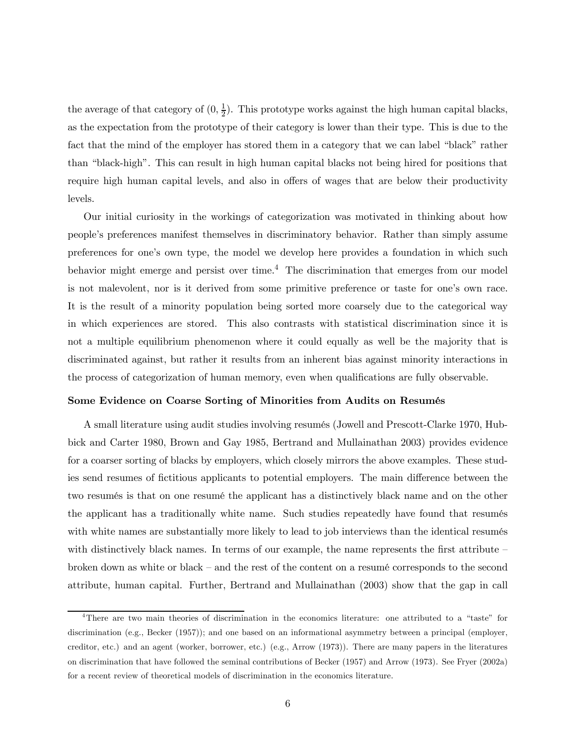the average of that category of $(0, \frac{1}{2})$. This prototype works against the high human capital blacks, as the expectation from the prototype of their category is lower than their type. This is due to the fact that the mind of the employer has stored them in a category that we can label "black" rather than "black-high". This can result in high human capital blacks not being hired for positions that require high human capital levels, and also in offers of wages that are below their productivity levels.

Our initial curiosity in the workings of categorization was motivated in thinking about how people's preferences manifest themselves in discriminatory behavior. Rather than simply assume preferences for one's own type, the model we develop here provides a foundation in which such behavior might emerge and persist over time.[4] The discrimination that emerges from our model is not malevolent, nor is it derived from some primitive preference or taste for one's own race. It is the result of a minority population being sorted more coarsely due to the categorical way in which experiences are stored. This also contrasts with statistical discrimination since it is not a multiple equilibrium phenomenon where it could equally as well be the majority that is discriminated against, but rather it results from an inherent bias against minority interactions in the process of categorization of human memory, even when qualifications are fully observable.

**Some Evidence on Coarse Sorting of Minorities from Audits on Resumés**

A small literature using audit studies involving resumés (Jowell and Prescott-Clarke 1970, Hubbick and Carter 1980, Brown and Gay 1985, Bertrand and Mullainathan 2003) provides evidence for a coarser sorting of blacks by employers, which closely mirrors the above examples. These studies send resumes of fictitious applicants to potential employers. The main difference between the two resumés is that on one resumé the applicant has a distinctively black name and on the other the applicant has a traditionally white name. Such studies repeatedly have found that resumés with white names are substantially more likely to lead to job interviews than the identical resumés with distinctively black names. In terms of our example, the name represents the first attribute – broken down as white or black – and the rest of the content on a resumé corresponds to the second attribute, human capital. Further, Bertrand and Mullainathan (2003) show that the gap in call

[4] There are two main theories of discrimination in the economics literature: one attributed to a "taste" for discrimination (e.g., Becker (1957)); and one based on an informational asymmetry between a principal (employer, creditor, etc.) and an agent (worker, borrower, etc.) (e.g., Arrow (1973)). There are many papers in the literatures on discrimination that have followed the seminal contributions of Becker (1957) and Arrow (1973). See Fryer (2002a) for a recent review of theoretical models of discrimination in the economics literature.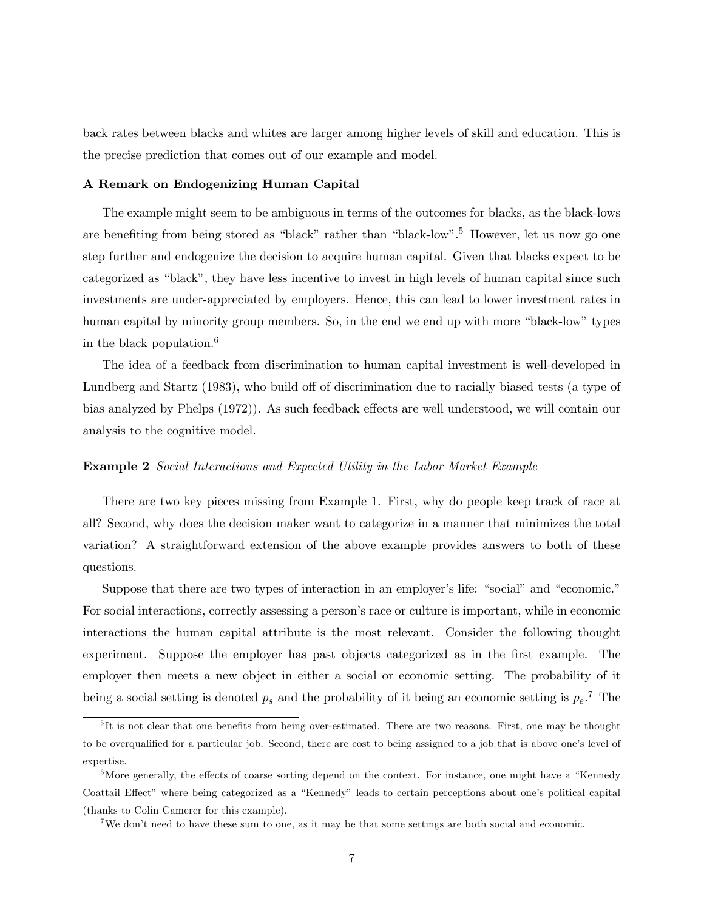back rates between blacks and whites are larger among higher levels of skill and education. This is the precise prediction that comes out of our example and model.

**A Remark on Endogenizing Human Capital**

The example might seem to be ambiguous in terms of the outcomes for blacks, as the black-lows are benefiting from being stored as "black" rather than "black-low".[5] However, let us now go one step further and endogenize the decision to acquire human capital. Given that blacks expect to be categorized as "black", they have less incentive to invest in high levels of human capital since such investments are under-appreciated by employers. Hence, this can lead to lower investment rates in human capital by minority group members. So, in the end we end up with more "black-low" types in the black population.[6]

The idea of a feedback from discrimination to human capital investment is well-developed in Lundberg and Startz (1983), who build off of discrimination due to racially biased tests (a type of bias analyzed by Phelps (1972)). As such feedback effects are well understood, we will contain our analysis to the cognitive model.

**Example 2** *Social Interactions and Expected Utility in the Labor Market Example*

There are two key pieces missing from Example 1. First, why do people keep track of race at all? Second, why does the decision maker want to categorize in a manner that minimizes the total variation? A straightforward extension of the above example provides answers to both of these questions.

Suppose that there are two types of interaction in an employer's life: "social" and "economic." For social interactions, correctly assessing a person's race or culture is important, while in economic interactions the human capital attribute is the most relevant. Consider the following thought experiment. Suppose the employer has past objects categorized as in the first example. The employer then meets a new object in either a social or economic setting. The probability of it being a social setting is denoted $p_s$ and the probability of it being an economic setting is $p_e$.[7] The

[5] It is not clear that one benefits from being over-estimated. There are two reasons. First, one may be thought to be overqualified for a particular job. Second, there are cost to being assigned to a job that is above one's level of expertise.

[6] More generally, the effects of coarse sorting depend on the context. For instance, one might have a "Kennedy Coattail Effect" where being categorized as a "Kennedy" leads to certain perceptions about one's political capital (thanks to Colin Camerer for this example).

[7] We don't need to have these sum to one, as it may be that some settings are both social and economic.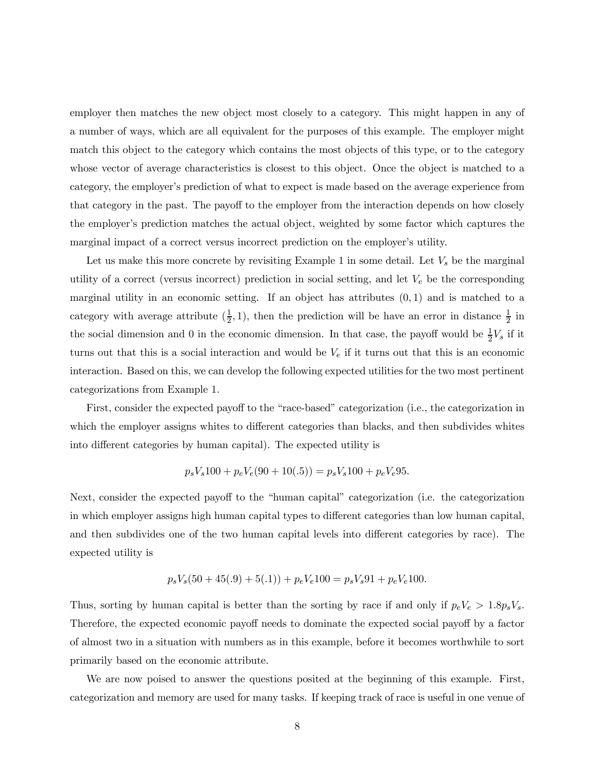employer then matches the new object most closely to a category. This might happen in any of a number of ways, which are all equivalent for the purposes of this example. The employer might match this object to the category which contains the most objects of this type, or to the category whose vector of average characteristics is closest to this object. Once the object is matched to a category, the employer's prediction of what to expect is made based on the average experience from that category in the past. The payoff to the employer from the interaction depends on how closely the employer's prediction matches the actual object, weighted by some factor which captures the marginal impact of a correct versus incorrect prediction on the employer's utility.

Let us make this more concrete by revisiting Example 1 in some detail. Let $V_s$ be the marginal utility of a correct (versus incorrect) prediction in social setting, and let $V_e$ be the corresponding marginal utility in an economic setting. If an object has attributes $(0, 1)$ and is matched to a category with average attribute $(\frac{1}{2}, 1)$, then the prediction will be have an error in distance $\frac{1}{2}$ in the social dimension and 0 in the economic dimension. In that case, the payoff would be $\frac{1}{2}V_s$ if it turns out that this is a social interaction and would be $V_e$ if it turns out that this is an economic interaction. Based on this, we can develop the following expected utilities for the two most pertinent categorizations from Example 1.

First, consider the expected payoff to the "race-based" categorization (i.e., the categorization in which the employer assigns whites to different categories than blacks, and then subdivides whites into different categories by human capital). The expected utility is

$$p_s V_s 100 + p_e V_e (90 + 10(.5)) = p_s V_s 100 + p_e V_e 95.$$

Next, consider the expected payoff to the "human capital" categorization (i.e. the categorization in which employer assigns high human capital types to different categories than low human capital, and then subdivides one of the two human capital levels into different categories by race). The expected utility is

$$p_s V_s (50 + 45(.9) + 5(.1)) + p_e V_e 100 = p_s V_s 91 + p_e V_e 100.$$

Thus, sorting by human capital is better than the sorting by race if and only if $p_e V_e > 1.8 p_s V_s$. Therefore, the expected economic payoff needs to dominate the expected social payoff by a factor of almost two in a situation with numbers as in this example, before it becomes worthwhile to sort primarily based on the economic attribute.

We are now poised to answer the questions posited at the beginning of this example. First, categorization and memory are used for many tasks. If keeping track of race is useful in one venue of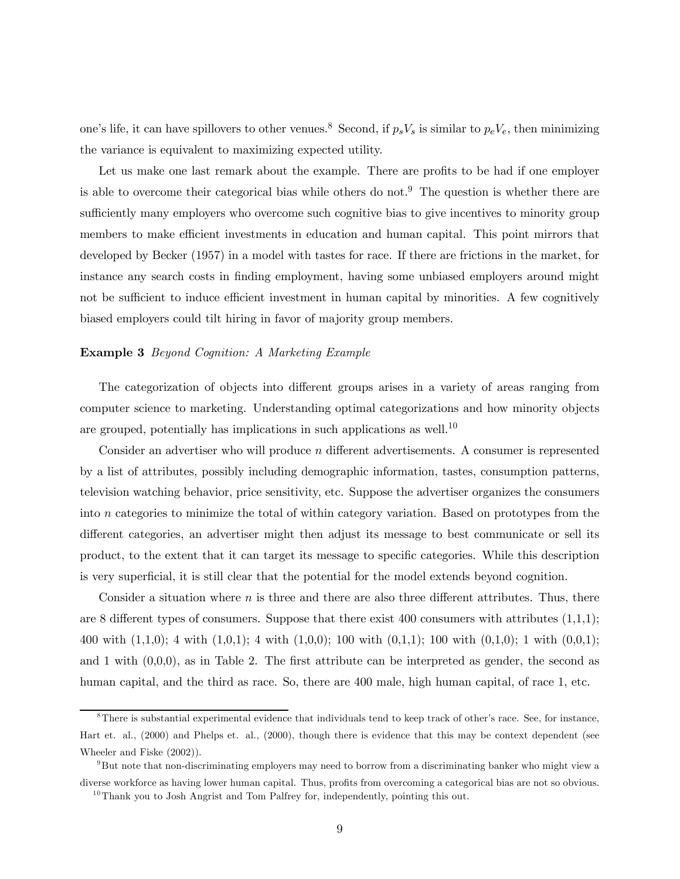one's life, it can have spillovers to other venues.[8] Second, if $p_s V_s$ is similar to $p_e V_e$, then minimizing the variance is equivalent to maximizing expected utility.

Let us make one last remark about the example. There are profits to be had if one employer is able to overcome their categorical bias while others do not.[9] The question is whether there are sufficiently many employers who overcome such cognitive bias to give incentives to minority group members to make efficient investments in education and human capital. This point mirrors that developed by Becker (1957) in a model with tastes for race. If there are frictions in the market, for instance any search costs in finding employment, having some unbiased employers around might not be sufficient to induce efficient investment in human capital by minorities. A few cognitively biased employers could tilt hiring in favor of majority group members.

**Example 3** *Beyond Cognition: A Marketing Example*

The categorization of objects into different groups arises in a variety of areas ranging from computer science to marketing. Understanding optimal categorizations and how minority objects are grouped, potentially has implications in such applications as well.[10]

Consider an advertiser who will produce $n$ different advertisements. A consumer is represented by a list of attributes, possibly including demographic information, tastes, consumption patterns, television watching behavior, price sensitivity, etc. Suppose the advertiser organizes the consumers into $n$ categories to minimize the total of within category variation. Based on prototypes from the different categories, an advertiser might then adjust its message to best communicate or sell its product, to the extent that it can target its message to specific categories. While this description is very superficial, it is still clear that the potential for the model extends beyond cognition.

Consider a situation where $n$ is three and there are also three different attributes. Thus, there are 8 different types of consumers. Suppose that there exist 400 consumers with attributes (1,1,1); 400 with (1,1,0); 4 with (1,0,1); 4 with (1,0,0); 100 with (0,1,1); 100 with (0,1,0); 1 with (0,0,1); and 1 with (0,0,0), as in Table 2. The first attribute can be interpreted as gender, the second as human capital, and the third as race. So, there are 400 male, high human capital, of race 1, etc.

[8] There is substantial experimental evidence that individuals tend to keep track of other's race. See, for instance, Hart et. al., (2000) and Phelps et. al., (2000), though there is evidence that this may be context dependent (see Wheeler and Fiske (2002)).

[9] But note that non-discriminating employers may need to borrow from a discriminating banker who might view a diverse workforce as having lower human capital. Thus, profits from overcoming a categorical bias are not so obvious.

[10] Thank you to Josh Angrist and Tom Palfrey for, independently, pointing this out.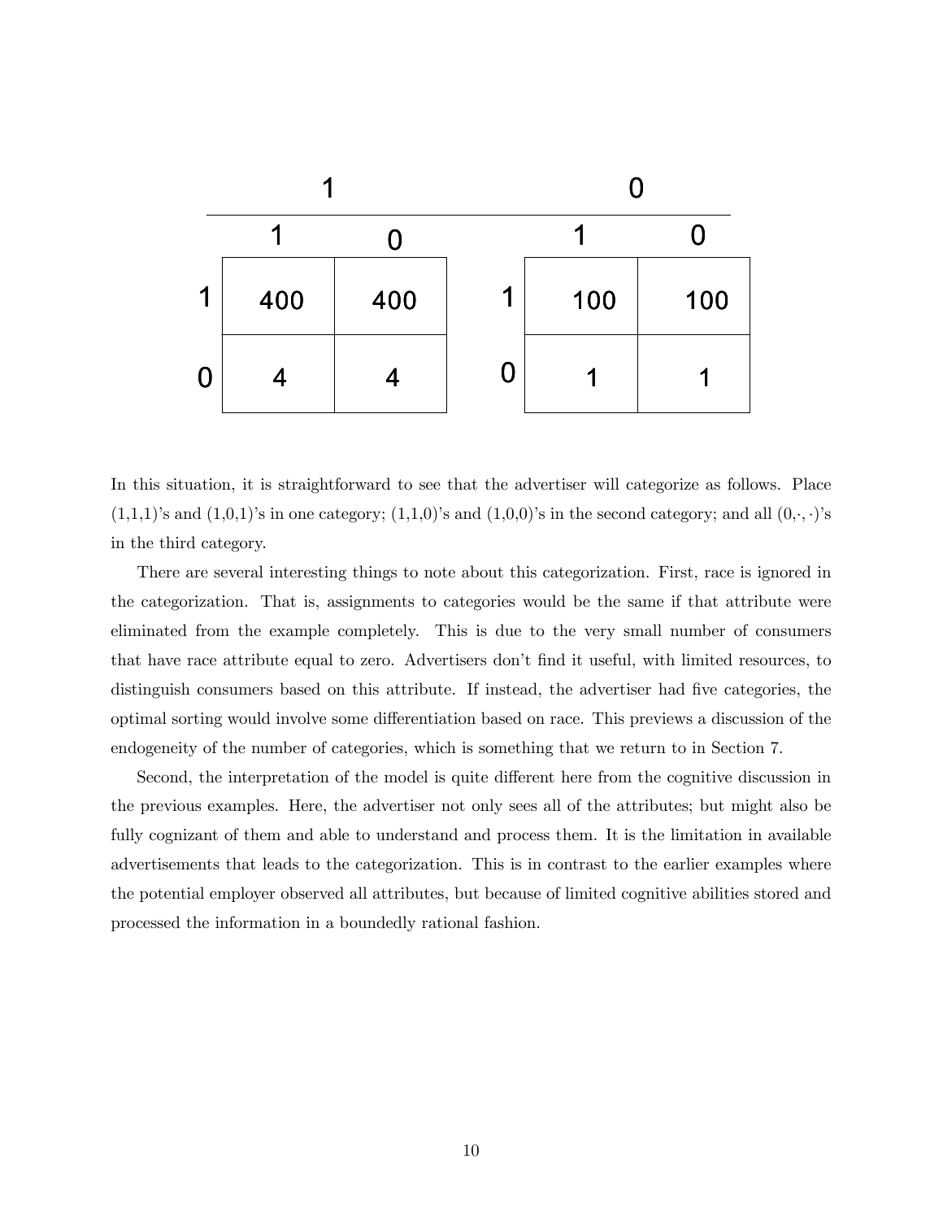| | 1 | | | 0 | |
|---|---|---|---|---|---|
| | 1 | 0 | | 1 | 0 |
| 1 | 400 | 400 | 1 | 100 | 100 |
| 0 | 4 | 4 | 0 | 1 | 1 |

In this situation, it is straightforward to see that the advertiser will categorize as follows. Place (1,1,1)'s and (1,0,1)'s in one category; (1,1,0)'s and (1,0,0)'s in the second category; and all $(0,\cdot,\cdot)$'s in the third category.

There are several interesting things to note about this categorization. First, race is ignored in the categorization. That is, assignments to categories would be the same if that attribute were eliminated from the example completely. This is due to the very small number of consumers that have race attribute equal to zero. Advertisers don't find it useful, with limited resources, to distinguish consumers based on this attribute. If instead, the advertiser had five categories, the optimal sorting would involve some differentiation based on race. This previews a discussion of the endogeneity of the number of categories, which is something that we return to in Section 7.

Second, the interpretation of the model is quite different here from the cognitive discussion in the previous examples. Here, the advertiser not only sees all of the attributes; but might also be fully cognizant of them and able to understand and process them. It is the limitation in available advertisements that leads to the categorization. This is in contrast to the earlier examples where the potential employer observed all attributes, but because of limited cognitive abilities stored and processed the information in a boundedly rational fashion.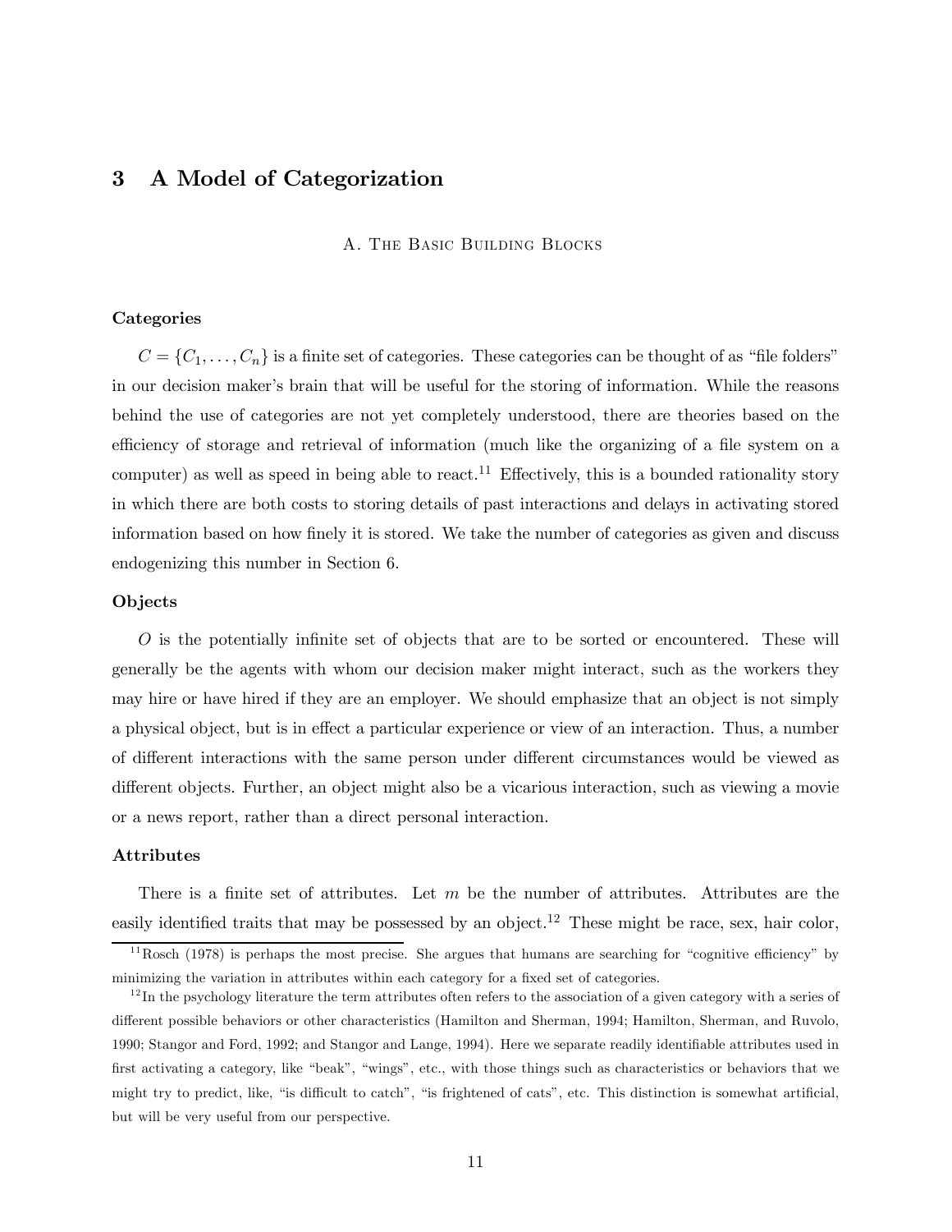# 3 A Model of Categorization

A. The Basic Building Blocks

**Categories**

$C = \{C_1, \ldots, C_n\}$ is a finite set of categories. These categories can be thought of as "file folders" in our decision maker's brain that will be useful for the storing of information. While the reasons behind the use of categories are not yet completely understood, there are theories based on the efficiency of storage and retrieval of information (much like the organizing of a file system on a computer) as well as speed in being able to react.[11] Effectively, this is a bounded rationality story in which there are both costs to storing details of past interactions and delays in activating stored information based on how finely it is stored. We take the number of categories as given and discuss endogenizing this number in Section 6.

**Objects**

$O$ is the potentially infinite set of objects that are to be sorted or encountered. These will generally be the agents with whom our decision maker might interact, such as the workers they may hire or have hired if they are an employer. We should emphasize that an object is not simply a physical object, but is in effect a particular experience or view of an interaction. Thus, a number of different interactions with the same person under different circumstances would be viewed as different objects. Further, an object might also be a vicarious interaction, such as viewing a movie or a news report, rather than a direct personal interaction.

**Attributes**

There is a finite set of attributes. Let $m$ be the number of attributes. Attributes are the easily identified traits that may be possessed by an object.[12] These might be race, sex, hair color,

[11] Rosch (1978) is perhaps the most precise. She argues that humans are searching for "cognitive efficiency" by minimizing the variation in attributes within each category for a fixed set of categories.

[12] In the psychology literature the term attributes often refers to the association of a given category with a series of different possible behaviors or other characteristics (Hamilton and Sherman, 1994; Hamilton, Sherman, and Ruvolo, 1990; Stangor and Ford, 1992; and Stangor and Lange, 1994). Here we separate readily identifiable attributes used in first activating a category, like "beak", "wings", etc., with those things such as characteristics or behaviors that we might try to predict, like, "is difficult to catch", "is frightened of cats", etc. This distinction is somewhat artificial, but will be very useful from our perspective.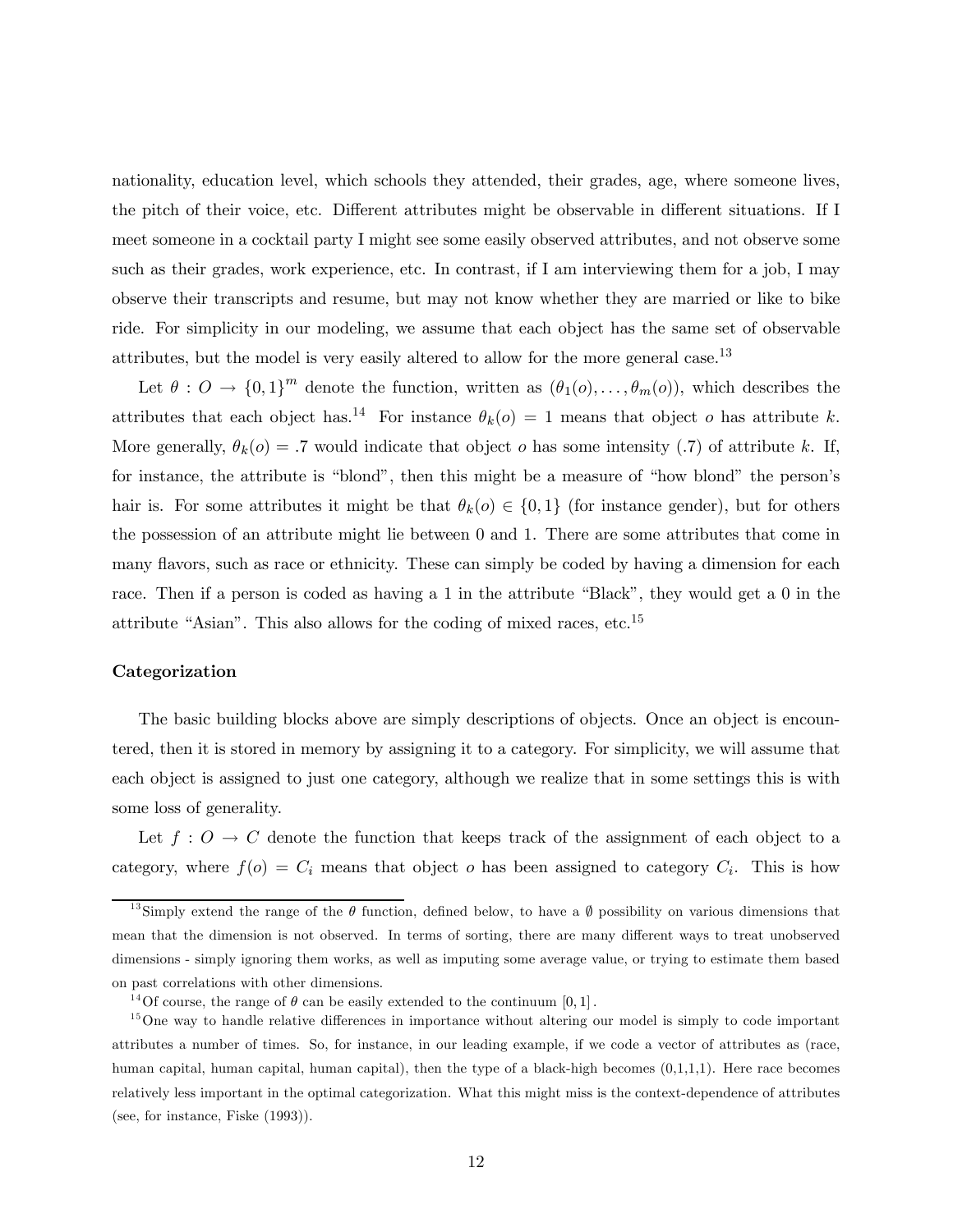nationality, education level, which schools they attended, their grades, age, where someone lives, the pitch of their voice, etc. Different attributes might be observable in different situations. If I meet someone in a cocktail party I might see some easily observed attributes, and not observe some such as their grades, work experience, etc. In contrast, if I am interviewing them for a job, I may observe their transcripts and resume, but may not know whether they are married or like to bike ride. For simplicity in our modeling, we assume that each object has the same set of observable attributes, but the model is very easily altered to allow for the more general case.[13]

Let $\theta : O \to \{0,1\}^m$ denote the function, written as $(\theta_1(o), \ldots, \theta_m(o))$, which describes the attributes that each object has.[14] For instance $\theta_k(o) = 1$ means that object $o$ has attribute $k$. More generally, $\theta_k(o) = .7$ would indicate that object $o$ has some intensity (.7) of attribute $k$. If, for instance, the attribute is "blond", then this might be a measure of "how blond" the person's hair is. For some attributes it might be that $\theta_k(o) \in \{0,1\}$ (for instance gender), but for others the possession of an attribute might lie between 0 and 1. There are some attributes that come in many flavors, such as race or ethnicity. These can simply be coded by having a dimension for each race. Then if a person is coded as having a 1 in the attribute "Black", they would get a 0 in the attribute "Asian". This also allows for the coding of mixed races, etc.[15]

#### Categorization

The basic building blocks above are simply descriptions of objects. Once an object is encountered, then it is stored in memory by assigning it to a category. For simplicity, we will assume that each object is assigned to just one category, although we realize that in some settings this is with some loss of generality.

Let $f : O \to C$ denote the function that keeps track of the assignment of each object to a category, where $f(o) = C_i$ means that object $o$ has been assigned to category $C_i$. This is how

---

[13] Simply extend the range of the $\theta$ function, defined below, to have a $\emptyset$ possibility on various dimensions that mean that the dimension is not observed. In terms of sorting, there are many different ways to treat unobserved dimensions - simply ignoring them works, as well as imputing some average value, or trying to estimate them based on past correlations with other dimensions.

[14] Of course, the range of $\theta$ can be easily extended to the continuum $[0,1]$.

[15] One way to handle relative differences in importance without altering our model is simply to code important attributes a number of times. So, for instance, in our leading example, if we code a vector of attributes as (race, human capital, human capital, human capital), then the type of a black-high becomes (0,1,1,1). Here race becomes relatively less important in the optimal categorization. What this might miss is the context-dependence of attributes (see, for instance, Fiske (1993)).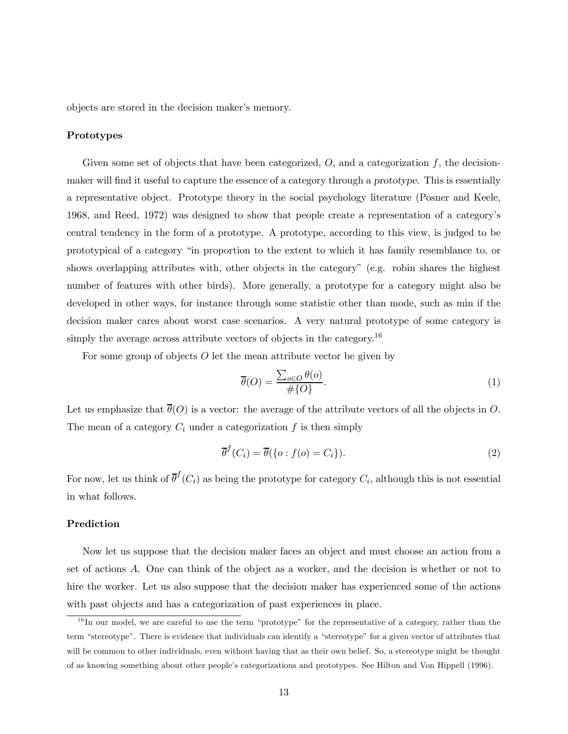objects are stored in the decision maker's memory.

**Prototypes**

Given some set of objects that have been categorized, $O$, and a categorization $f$, the decision-maker will find it useful to capture the essence of a category through a *prototype*. This is essentially a representative object. Prototype theory in the social psychology literature (Posner and Keele, 1968, and Reed, 1972) was designed to show that people create a representation of a category's central tendency in the form of a prototype. A prototype, according to this view, is judged to be prototypical of a category "in proportion to the extent to which it has family resemblance to, or shows overlapping attributes with, other objects in the category" (e.g. robin shares the highest number of features with other birds). More generally, a prototype for a category might also be developed in other ways, for instance through some statistic other than mode, such as min if the decision maker cares about worst case scenarios. A very natural prototype of some category is simply the average across attribute vectors of objects in the category.[16]

For some group of objects $O$ let the mean attribute vector be given by

$$\overline{\theta}(O) = \frac{\sum_{o \in O} \theta(o)}{\#\{O\}}. \tag{1}$$

Let us emphasize that $\overline{\theta}(O)$ is a vector: the average of the attribute vectors of all the objects in $O$. The mean of a category $C_i$ under a categorization $f$ is then simply

$$\overline{\theta}^f(C_i) = \overline{\theta}(\{o : f(o) = C_i\}). \tag{2}$$

For now, let us think of $\overline{\theta}^f(C_i)$ as being the prototype for category $C_i$, although this is not essential in what follows.

**Prediction**

Now let us suppose that the decision maker faces an object and must choose an action from a set of actions $A$. One can think of the object as a worker, and the decision is whether or not to hire the worker. Let us also suppose that the decision maker has experienced some of the actions with past objects and has a categorization of past experiences in place.

[16] In our model, we are careful to use the term "prototype" for the representative of a category, rather than the term "stereotype". There is evidence that individuals can identify a "stereotype" for a given vector of attributes that will be common to other individuals, even without having that as their own belief. So, a stereotype might be thought of as knowing something about other people's categorizations and prototypes. See Hilton and Von Hippell (1996).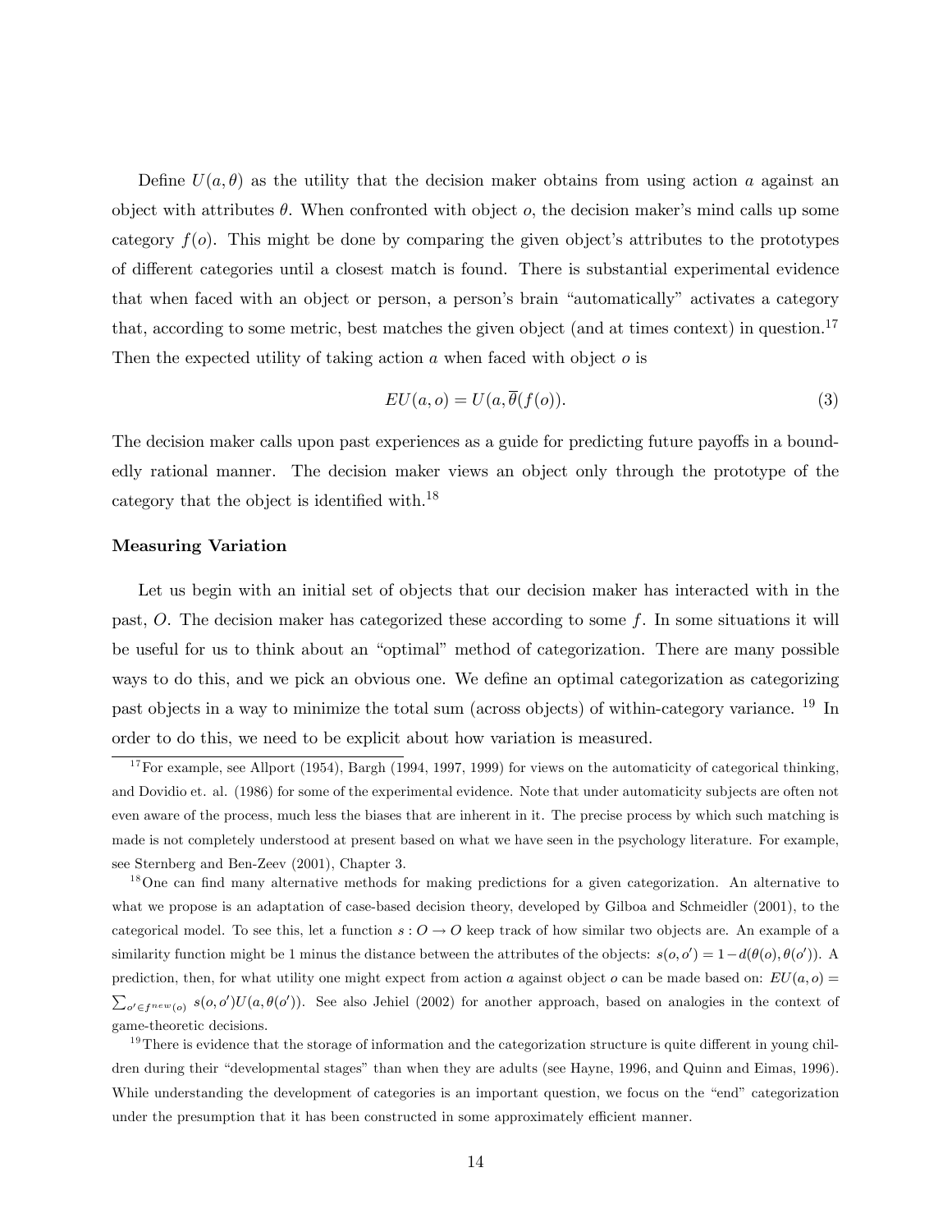Define $U(a, \theta)$ as the utility that the decision maker obtains from using action $a$ against an object with attributes $\theta$. When confronted with object $o$, the decision maker's mind calls up some category $f(o)$. This might be done by comparing the given object's attributes to the prototypes of different categories until a closest match is found. There is substantial experimental evidence that when faced with an object or person, a person's brain "automatically" activates a category that, according to some metric, best matches the given object (and at times context) in question.[17] Then the expected utility of taking action $a$ when faced with object $o$ is

$$EU(a, o) = U(a, \overline{\theta}(f(o)). \tag{3}$$

The decision maker calls upon past experiences as a guide for predicting future payoffs in a boundedly rational manner. The decision maker views an object only through the prototype of the category that the object is identified with.[18]

**Measuring Variation**

Let us begin with an initial set of objects that our decision maker has interacted with in the past, $O$. The decision maker has categorized these according to some $f$. In some situations it will be useful for us to think about an "optimal" method of categorization. There are many possible ways to do this, and we pick an obvious one. We define an optimal categorization as categorizing past objects in a way to minimize the total sum (across objects) of within-category variance. [19] In order to do this, we need to be explicit about how variation is measured.

[17] For example, see Allport (1954), Bargh (1994, 1997, 1999) for views on the automaticity of categorical thinking, and Dovidio et. al. (1986) for some of the experimental evidence. Note that under automaticity subjects are often not even aware of the process, much less the biases that are inherent in it. The precise process by which such matching is made is not completely understood at present based on what we have seen in the psychology literature. For example, see Sternberg and Ben-Zeev (2001), Chapter 3.

[18] One can find many alternative methods for making predictions for a given categorization. An alternative to what we propose is an adaptation of case-based decision theory, developed by Gilboa and Schmeidler (2001), to the categorical model. To see this, let a function $s : O \to O$ keep track of how similar two objects are. An example of a similarity function might be 1 minus the distance between the attributes of the objects: $s(o, o') = 1 - d(\theta(o), \theta(o'))$. A prediction, then, for what utility one might expect from action $a$ against object $o$ can be made based on: $EU(a, o) = \sum_{o' \in f^{new}(o)} s(o, o')U(a, \theta(o'))$. See also Jehiel (2002) for another approach, based on analogies in the context of game-theoretic decisions.

[19] There is evidence that the storage of information and the categorization structure is quite different in young children during their "developmental stages" than when they are adults (see Hayne, 1996, and Quinn and Eimas, 1996). While understanding the development of categories is an important question, we focus on the "end" categorization under the presumption that it has been constructed in some approximately efficient manner.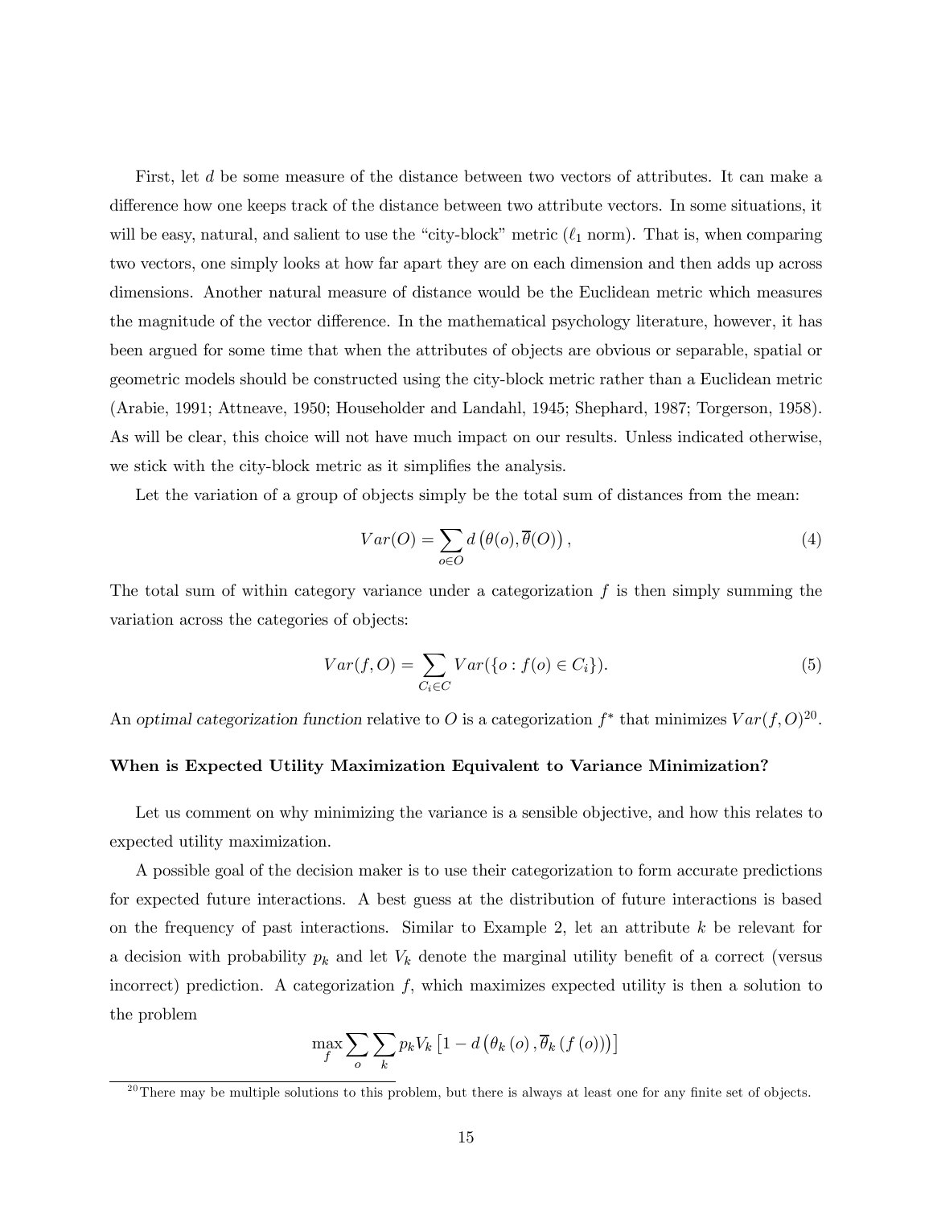First, let $d$ be some measure of the distance between two vectors of attributes. It can make a difference how one keeps track of the distance between two attribute vectors. In some situations, it will be easy, natural, and salient to use the "city-block" metric ($\ell_1$ norm). That is, when comparing two vectors, one simply looks at how far apart they are on each dimension and then adds up across dimensions. Another natural measure of distance would be the Euclidean metric which measures the magnitude of the vector difference. In the mathematical psychology literature, however, it has been argued for some time that when the attributes of objects are obvious or separable, spatial or geometric models should be constructed using the city-block metric rather than a Euclidean metric (Arabie, 1991; Attneave, 1950; Householder and Landahl, 1945; Shephard, 1987; Torgerson, 1958). As will be clear, this choice will not have much impact on our results. Unless indicated otherwise, we stick with the city-block metric as it simplifies the analysis.

Let the variation of a group of objects simply be the total sum of distances from the mean:

$$Var(O) = \sum_{o \in O} d\left(\theta(o), \overline{\theta}(O)\right), \tag{4}$$

The total sum of within category variance under a categorization $f$ is then simply summing the variation across the categories of objects:

$$Var(f, O) = \sum_{C_i \in C} Var(\{o : f(o) \in C_i\}). \tag{5}$$

An *optimal categorization function* relative to $O$ is a categorization $f^*$ that minimizes $Var(f, O)$[20].

**When is Expected Utility Maximization Equivalent to Variance Minimization?**

Let us comment on why minimizing the variance is a sensible objective, and how this relates to expected utility maximization.

A possible goal of the decision maker is to use their categorization to form accurate predictions for expected future interactions. A best guess at the distribution of future interactions is based on the frequency of past interactions. Similar to Example 2, let an attribute $k$ be relevant for a decision with probability $p_k$ and let $V_k$ denote the marginal utility benefit of a correct (versus incorrect) prediction. A categorization $f$, which maximizes expected utility is then a solution to the problem

$$\max_f \sum_o \sum_k p_k V_k \left[1 - d\left(\theta_k(o), \overline{\theta}_k(f(o))\right)\right]$$

[20] There may be multiple solutions to this problem, but there is always at least one for any finite set of objects.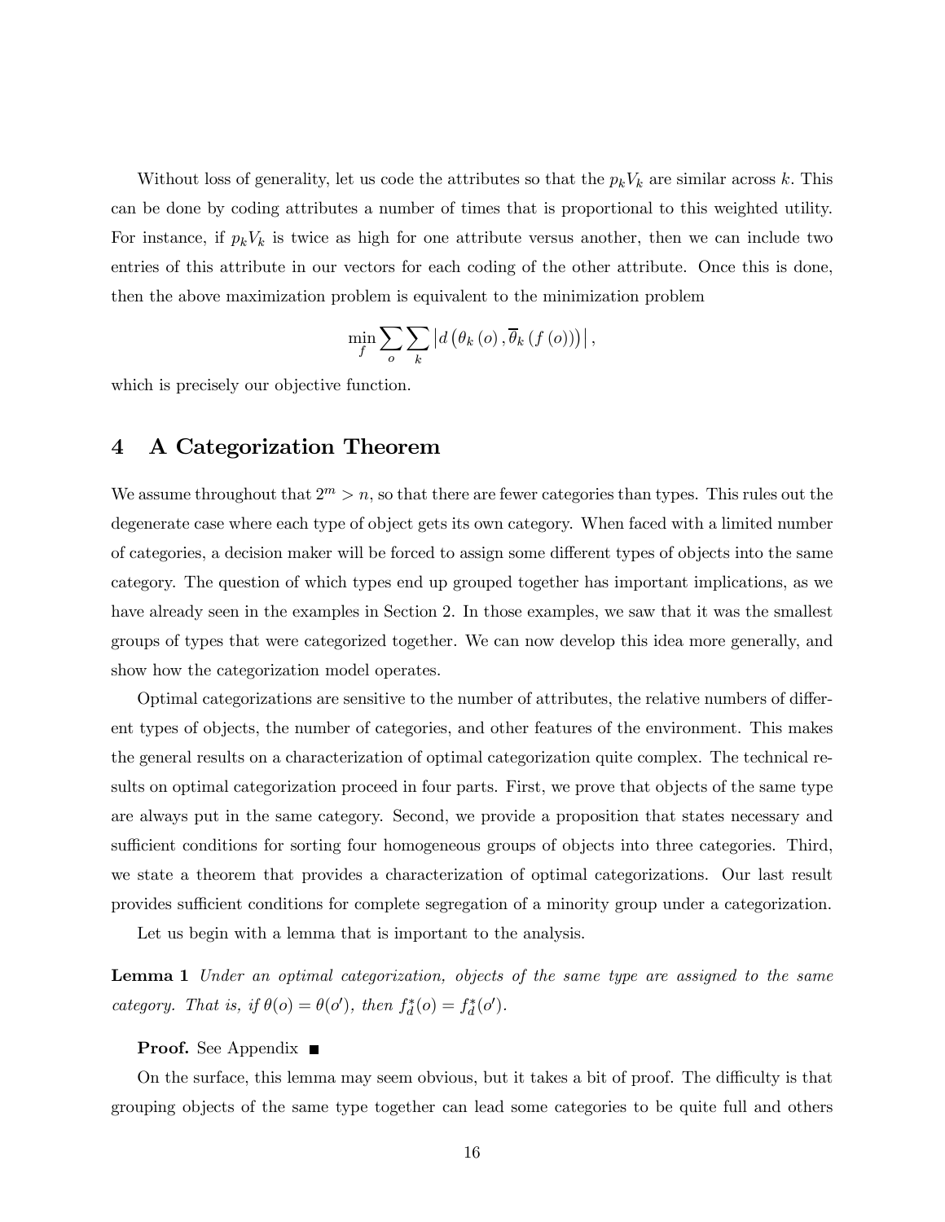Without loss of generality, let us code the attributes so that the $p_k V_k$ are similar across $k$. This can be done by coding attributes a number of times that is proportional to this weighted utility. For instance, if $p_k V_k$ is twice as high for one attribute versus another, then we can include two entries of this attribute in our vectors for each coding of the other attribute. Once this is done, then the above maximization problem is equivalent to the minimization problem

$$\min_{f} \sum_{o} \sum_{k} \left| d\left(\theta_k\left(o\right), \overline{\theta}_k\left(f\left(o\right)\right)\right) \right|,$$

which is precisely our objective function.

## 4 A Categorization Theorem

We assume throughout that $2^m > n$, so that there are fewer categories than types. This rules out the degenerate case where each type of object gets its own category. When faced with a limited number of categories, a decision maker will be forced to assign some different types of objects into the same category. The question of which types end up grouped together has important implications, as we have already seen in the examples in Section 2. In those examples, we saw that it was the smallest groups of types that were categorized together. We can now develop this idea more generally, and show how the categorization model operates.

Optimal categorizations are sensitive to the number of attributes, the relative numbers of different types of objects, the number of categories, and other features of the environment. This makes the general results on a characterization of optimal categorization quite complex. The technical results on optimal categorization proceed in four parts. First, we prove that objects of the same type are always put in the same category. Second, we provide a proposition that states necessary and sufficient conditions for sorting four homogeneous groups of objects into three categories. Third, we state a theorem that provides a characterization of optimal categorizations. Our last result provides sufficient conditions for complete segregation of a minority group under a categorization.

Let us begin with a lemma that is important to the analysis.

**Lemma 1** *Under an optimal categorization, objects of the same type are assigned to the same category. That is, if $\theta(o) = \theta(o')$, then $f_d^*(o) = f_d^*(o')$.*

**Proof.** See Appendix ■

On the surface, this lemma may seem obvious, but it takes a bit of proof. The difficulty is that grouping objects of the same type together can lead some categories to be quite full and others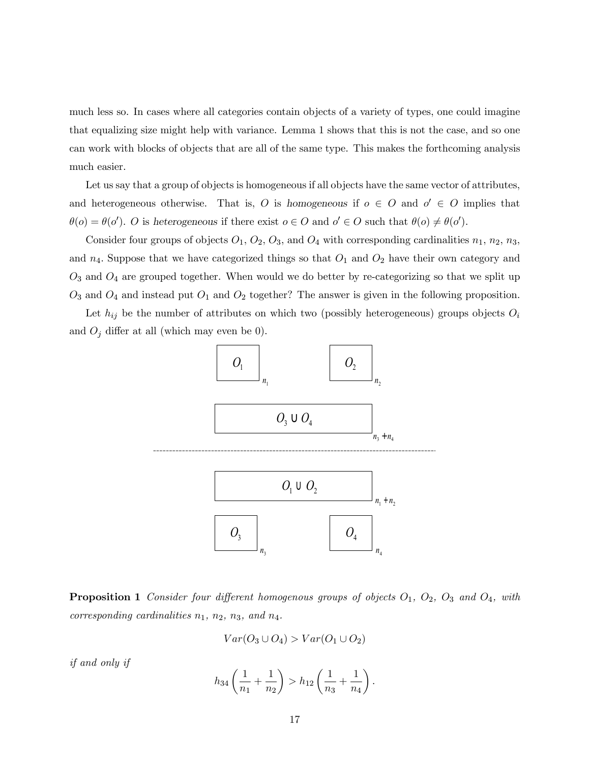much less so. In cases where all categories contain objects of a variety of types, one could imagine that equalizing size might help with variance. Lemma 1 shows that this is not the case, and so one can work with blocks of objects that are all of the same type. This makes the forthcoming analysis much easier.

Let us say that a group of objects is homogeneous if all objects have the same vector of attributes, and heterogeneous otherwise. That is, $O$ is *homogeneous* if $o \in O$ and $o' \in O$ implies that $\theta(o) = \theta(o')$. $O$ is *heterogeneous* if there exist $o \in O$ and $o' \in O$ such that $\theta(o) \neq \theta(o')$.

Consider four groups of objects $O_1$, $O_2$, $O_3$, and $O_4$ with corresponding cardinalities $n_1$, $n_2$, $n_3$, and $n_4$. Suppose that we have categorized things so that $O_1$ and $O_2$ have their own category and $O_3$ and $O_4$ are grouped together. When would we do better by re-categorizing so that we split up $O_3$ and $O_4$ and instead put $O_1$ and $O_2$ together? The answer is given in the following proposition.

Let $h_{ij}$ be the number of attributes on which two (possibly heterogeneous) groups objects $O_i$ and $O_j$ differ at all (which may even be 0).

**Proposition 1** *Consider four different homogenous groups of objects $O_1$, $O_2$, $O_3$ and $O_4$, with corresponding cardinalities $n_1$, $n_2$, $n_3$, and $n_4$.*

$$Var(O_3 \cup O_4) > Var(O_1 \cup O_2)$$

*if and only if*

$$h_{34}\left(\frac{1}{n_1} + \frac{1}{n_2}\right) > h_{12}\left(\frac{1}{n_3} + \frac{1}{n_4}\right).$$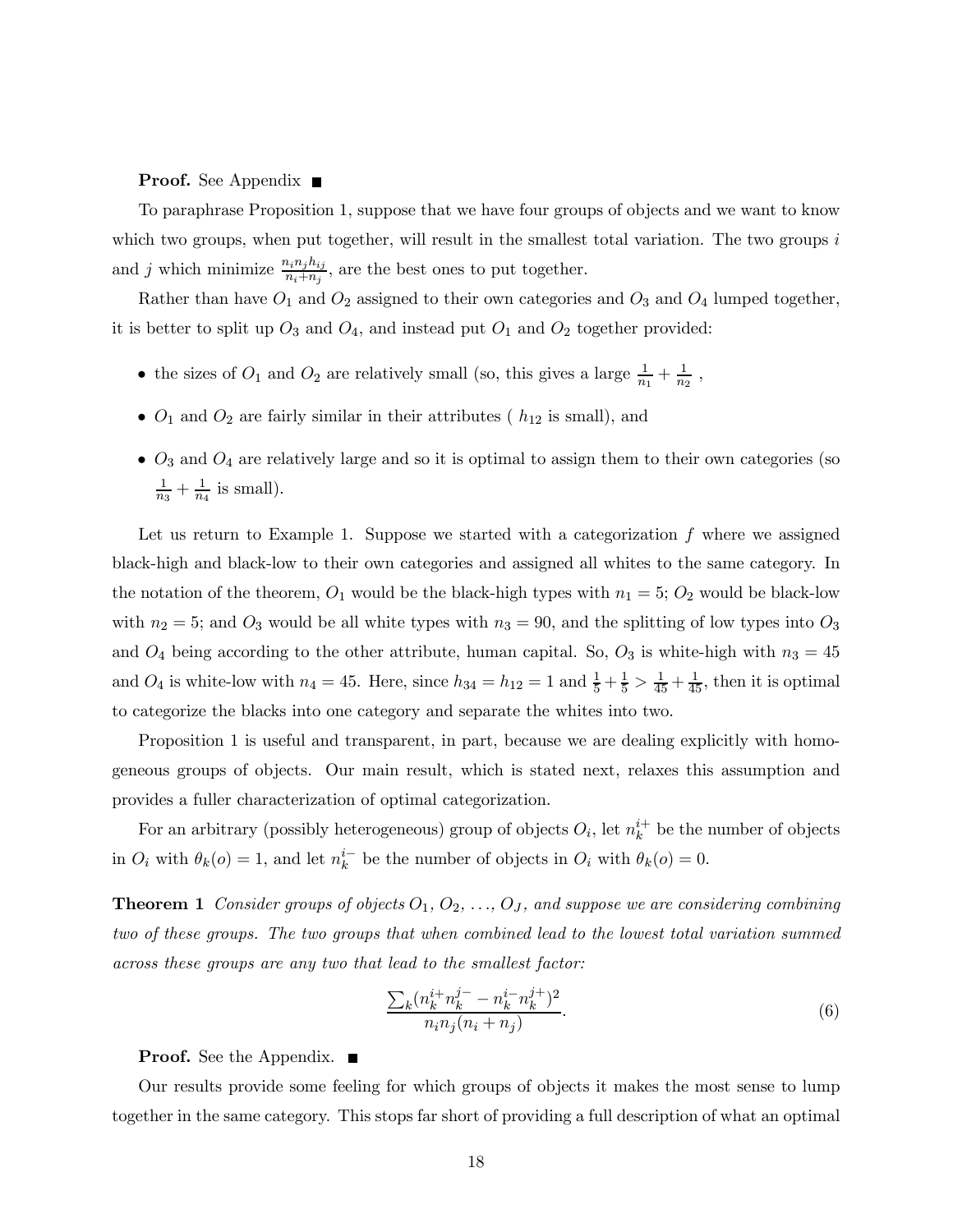**Proof.** See Appendix ■

To paraphrase Proposition 1, suppose that we have four groups of objects and we want to know which two groups, when put together, will result in the smallest total variation. The two groups $i$ and $j$ which minimize $\frac{n_i n_j h_{ij}}{n_i + n_j}$, are the best ones to put together.

Rather than have $O_1$ and $O_2$ assigned to their own categories and $O_3$ and $O_4$ lumped together, it is better to split up $O_3$ and $O_4$, and instead put $O_1$ and $O_2$ together provided:

- the sizes of $O_1$ and $O_2$ are relatively small (so, this gives a large $\frac{1}{n_1} + \frac{1}{n_2}$ ,
- $O_1$ and $O_2$ are fairly similar in their attributes ( $h_{12}$ is small), and
- $O_3$ and $O_4$ are relatively large and so it is optimal to assign them to their own categories (so $\frac{1}{n_3} + \frac{1}{n_4}$ is small).

Let us return to Example 1. Suppose we started with a categorization $f$ where we assigned black-high and black-low to their own categories and assigned all whites to the same category. In the notation of the theorem, $O_1$ would be the black-high types with $n_1 = 5$; $O_2$ would be black-low with $n_2 = 5$; and $O_3$ would be all white types with $n_3 = 90$, and the splitting of low types into $O_3$ and $O_4$ being according to the other attribute, human capital. So, $O_3$ is white-high with $n_3 = 45$ and $O_4$ is white-low with $n_4 = 45$. Here, since $h_{34} = h_{12} = 1$ and $\frac{1}{5} + \frac{1}{5} > \frac{1}{45} + \frac{1}{45}$, then it is optimal to categorize the blacks into one category and separate the whites into two.

Proposition 1 is useful and transparent, in part, because we are dealing explicitly with homogeneous groups of objects. Our main result, which is stated next, relaxes this assumption and provides a fuller characterization of optimal categorization.

For an arbitrary (possibly heterogeneous) group of objects $O_i$, let $n_k^{i+}$ be the number of objects in $O_i$ with $\theta_k(o) = 1$, and let $n_k^{i-}$ be the number of objects in $O_i$ with $\theta_k(o) = 0$.

**Theorem 1** *Consider groups of objects $O_1$, $O_2$, ..., $O_J$, and suppose we are considering combining two of these groups. The two groups that when combined lead to the lowest total variation summed across these groups are any two that lead to the smallest factor:*

$$\frac{\sum_k (n_k^{i+} n_k^{j-} - n_k^{i-} n_k^{j+})^2}{n_i n_j (n_i + n_j)}. \tag{6}$$

**Proof.** See the Appendix. ■

Our results provide some feeling for which groups of objects it makes the most sense to lump together in the same category. This stops far short of providing a full description of what an optimal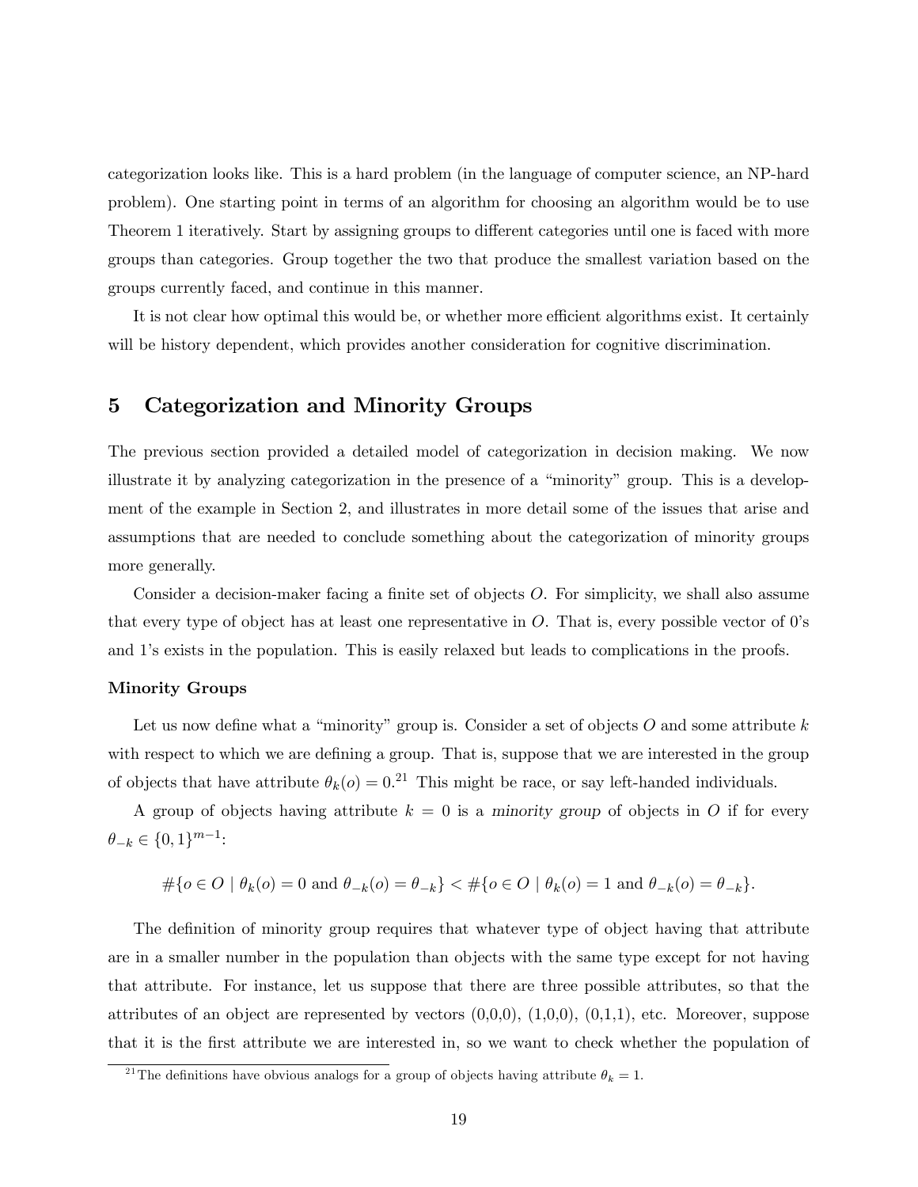categorization looks like. This is a hard problem (in the language of computer science, an NP-hard problem). One starting point in terms of an algorithm for choosing an algorithm would be to use Theorem 1 iteratively. Start by assigning groups to different categories until one is faced with more groups than categories. Group together the two that produce the smallest variation based on the groups currently faced, and continue in this manner.

It is not clear how optimal this would be, or whether more efficient algorithms exist. It certainly will be history dependent, which provides another consideration for cognitive discrimination.

## 5 Categorization and Minority Groups

The previous section provided a detailed model of categorization in decision making. We now illustrate it by analyzing categorization in the presence of a "minority" group. This is a development of the example in Section 2, and illustrates in more detail some of the issues that arise and assumptions that are needed to conclude something about the categorization of minority groups more generally.

Consider a decision-maker facing a finite set of objects $O$. For simplicity, we shall also assume that every type of object has at least one representative in $O$. That is, every possible vector of 0's and 1's exists in the population. This is easily relaxed but leads to complications in the proofs.

#### Minority Groups

Let us now define what a "minority" group is. Consider a set of objects $O$ and some attribute $k$ with respect to which we are defining a group. That is, suppose that we are interested in the group of objects that have attribute $\theta_k(o) = 0$.[21] This might be race, or say left-handed individuals.

A group of objects having attribute $k = 0$ is a *minority group* of objects in $O$ if for every $\theta_{-k} \in \{0,1\}^{m-1}$:

$$\#\{o \in O \mid \theta_k(o) = 0 \text{ and } \theta_{-k}(o) = \theta_{-k}\} < \#\{o \in O \mid \theta_k(o) = 1 \text{ and } \theta_{-k}(o) = \theta_{-k}\}.$$

The definition of minority group requires that whatever type of object having that attribute are in a smaller number in the population than objects with the same type except for not having that attribute. For instance, let us suppose that there are three possible attributes, so that the attributes of an object are represented by vectors (0,0,0), (1,0,0), (0,1,1), etc. Moreover, suppose that it is the first attribute we are interested in, so we want to check whether the population of

[21] The definitions have obvious analogs for a group of objects having attribute $\theta_k = 1$.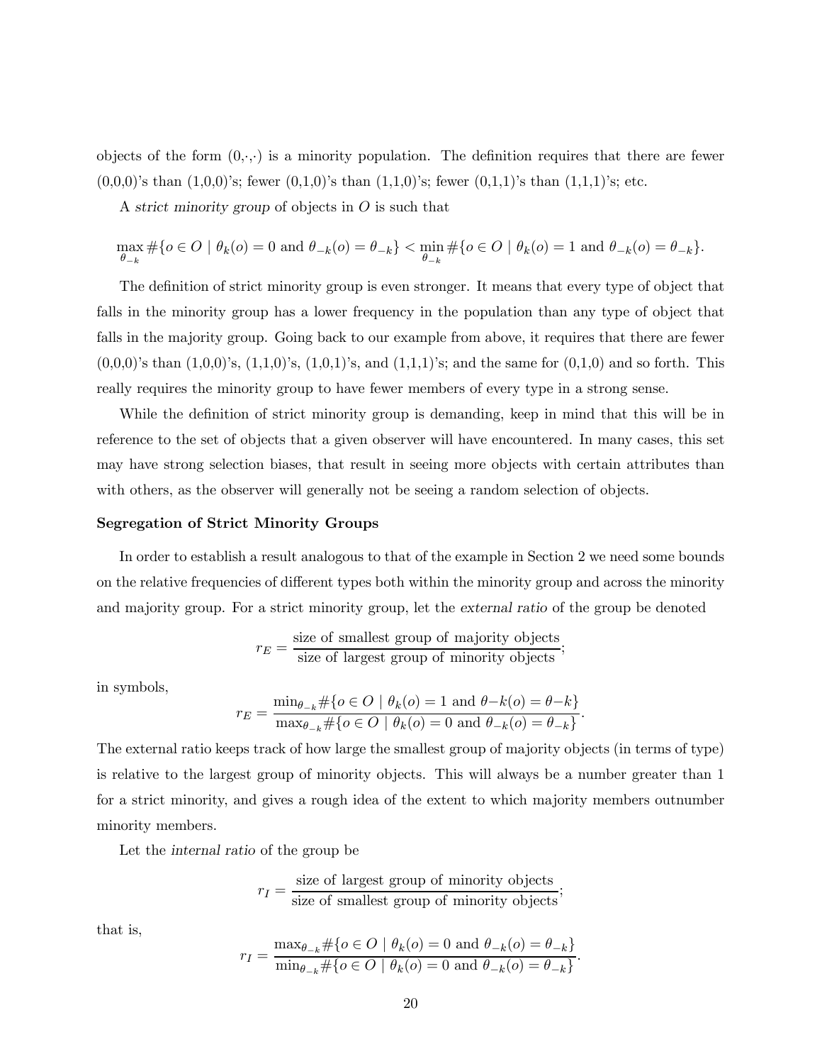objects of the form $(0,\cdot,\cdot)$ is a minority population. The definition requires that there are fewer (0,0,0)'s than (1,0,0)'s; fewer (0,1,0)'s than (1,1,0)'s; fewer (0,1,1)'s than (1,1,1)'s; etc.

A *strict minority group* of objects in $O$ is such that

$$\max_{\theta_{-k}} \#\{o \in O \mid \theta_k(o) = 0 \text{ and } \theta_{-k}(o) = \theta_{-k}\} < \min_{\theta_{-k}} \#\{o \in O \mid \theta_k(o) = 1 \text{ and } \theta_{-k}(o) = \theta_{-k}\}.$$

The definition of strict minority group is even stronger. It means that every type of object that falls in the minority group has a lower frequency in the population than any type of object that falls in the majority group. Going back to our example from above, it requires that there are fewer (0,0,0)'s than (1,0,0)'s, (1,1,0)'s, (1,0,1)'s, and (1,1,1)'s; and the same for (0,1,0) and so forth. This really requires the minority group to have fewer members of every type in a strong sense.

While the definition of strict minority group is demanding, keep in mind that this will be in reference to the set of objects that a given observer will have encountered. In many cases, this set may have strong selection biases, that result in seeing more objects with certain attributes than with others, as the observer will generally not be seeing a random selection of objects.

**Segregation of Strict Minority Groups**

In order to establish a result analogous to that of the example in Section 2 we need some bounds on the relative frequencies of different types both within the minority group and across the minority and majority group. For a strict minority group, let the *external ratio* of the group be denoted

$$r_E = \frac{\text{size of smallest group of majority objects}}{\text{size of largest group of minority objects}};$$

in symbols,

$$r_E = \frac{\min_{\theta_{-k}} \#\{o \in O \mid \theta_k(o) = 1 \text{ and } \theta{-}k(o) = \theta{-}k\}}{\max_{\theta_{-k}} \#\{o \in O \mid \theta_k(o) = 0 \text{ and } \theta_{-k}(o) = \theta_{-k}\}}.$$

The external ratio keeps track of how large the smallest group of majority objects (in terms of type) is relative to the largest group of minority objects. This will always be a number greater than 1 for a strict minority, and gives a rough idea of the extent to which majority members outnumber minority members.

Let the *internal ratio* of the group be

$$r_I = \frac{\text{size of largest group of minority objects}}{\text{size of smallest group of minority objects}};$$

that is,

$$r_I = \frac{\max_{\theta_{-k}} \#\{o \in O \mid \theta_k(o) = 0 \text{ and } \theta_{-k}(o) = \theta_{-k}\}}{\min_{\theta_{-k}} \#\{o \in O \mid \theta_k(o) = 0 \text{ and } \theta_{-k}(o) = \theta_{-k}\}}.$$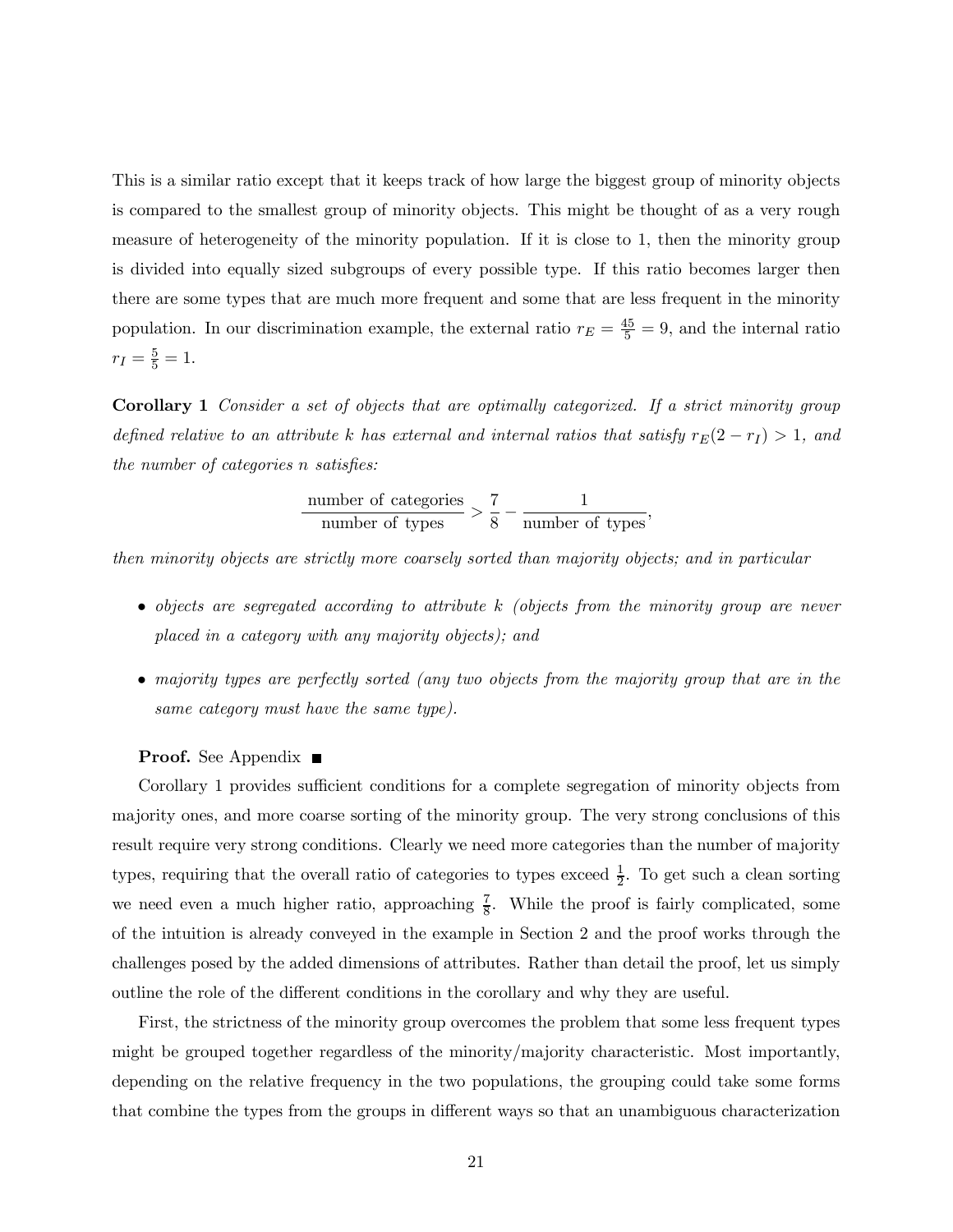This is a similar ratio except that it keeps track of how large the biggest group of minority objects is compared to the smallest group of minority objects. This might be thought of as a very rough measure of heterogeneity of the minority population. If it is close to 1, then the minority group is divided into equally sized subgroups of every possible type. If this ratio becomes larger then there are some types that are much more frequent and some that are less frequent in the minority population. In our discrimination example, the external ratio $r_E = \frac{45}{5} = 9$, and the internal ratio $r_I = \frac{5}{5} = 1$.

**Corollary 1** *Consider a set of objects that are optimally categorized. If a strict minority group defined relative to an attribute $k$ has external and internal ratios that satisfy $r_E(2 - r_I) > 1$, and the number of categories $n$ satisfies:*

$$\frac{\text{number of categories}}{\text{number of types}} > \frac{7}{8} - \frac{1}{\text{number of types}},$$

*then minority objects are strictly more coarsely sorted than majority objects; and in particular*

- *objects are segregated according to attribute $k$ (objects from the minority group are never placed in a category with any majority objects); and*
- *majority types are perfectly sorted (any two objects from the majority group that are in the same category must have the same type).*

**Proof.** See Appendix ■

Corollary 1 provides sufficient conditions for a complete segregation of minority objects from majority ones, and more coarse sorting of the minority group. The very strong conclusions of this result require very strong conditions. Clearly we need more categories than the number of majority types, requiring that the overall ratio of categories to types exceed $\frac{1}{2}$. To get such a clean sorting we need even a much higher ratio, approaching $\frac{7}{8}$. While the proof is fairly complicated, some of the intuition is already conveyed in the example in Section 2 and the proof works through the challenges posed by the added dimensions of attributes. Rather than detail the proof, let us simply outline the role of the different conditions in the corollary and why they are useful.

First, the strictness of the minority group overcomes the problem that some less frequent types might be grouped together regardless of the minority/majority characteristic. Most importantly, depending on the relative frequency in the two populations, the grouping could take some forms that combine the types from the groups in different ways so that an unambiguous characterization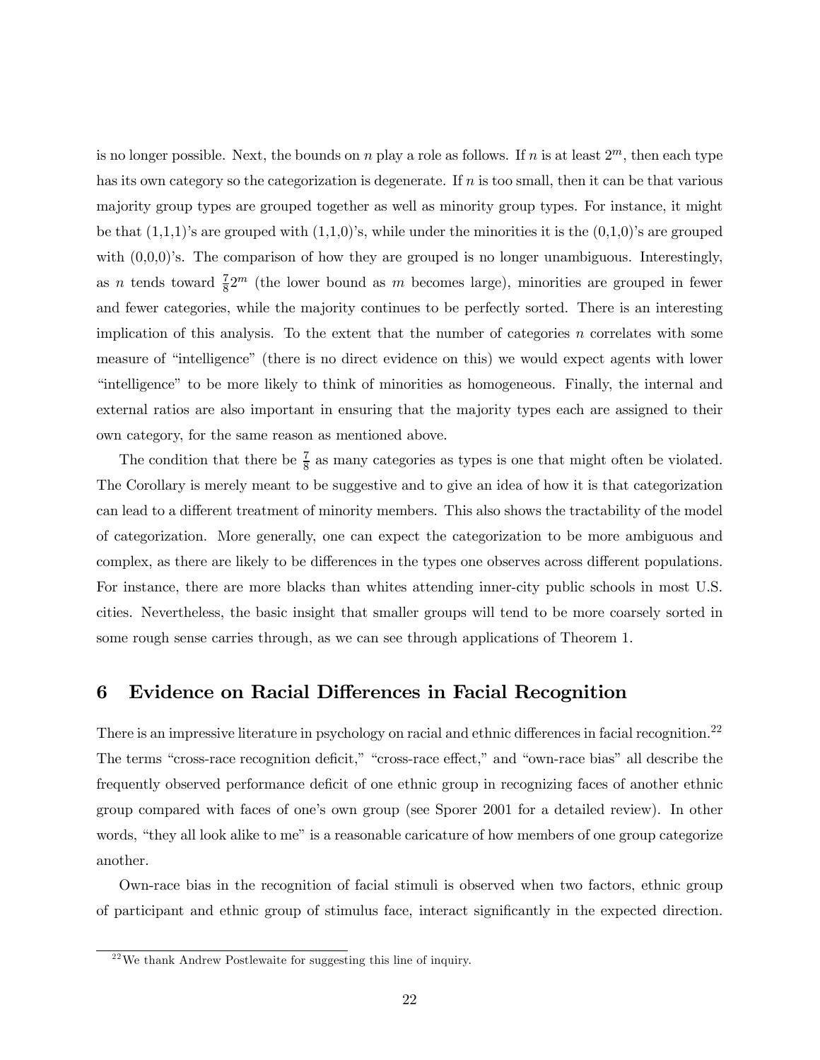is no longer possible. Next, the bounds on $n$ play a role as follows. If $n$ is at least $2^m$, then each type has its own category so the categorization is degenerate. If $n$ is too small, then it can be that various majority group types are grouped together as well as minority group types. For instance, it might be that (1,1,1)'s are grouped with (1,1,0)'s, while under the minorities it is the (0,1,0)'s are grouped with (0,0,0)'s. The comparison of how they are grouped is no longer unambiguous. Interestingly, as $n$ tends toward $\frac{7}{8}2^m$ (the lower bound as $m$ becomes large), minorities are grouped in fewer and fewer categories, while the majority continues to be perfectly sorted. There is an interesting implication of this analysis. To the extent that the number of categories $n$ correlates with some measure of "intelligence" (there is no direct evidence on this) we would expect agents with lower "intelligence" to be more likely to think of minorities as homogeneous. Finally, the internal and external ratios are also important in ensuring that the majority types each are assigned to their own category, for the same reason as mentioned above.

The condition that there be $\frac{7}{8}$ as many categories as types is one that might often be violated. The Corollary is merely meant to be suggestive and to give an idea of how it is that categorization can lead to a different treatment of minority members. This also shows the tractability of the model of categorization. More generally, one can expect the categorization to be more ambiguous and complex, as there are likely to be differences in the types one observes across different populations. For instance, there are more blacks than whites attending inner-city public schools in most U.S. cities. Nevertheless, the basic insight that smaller groups will tend to be more coarsely sorted in some rough sense carries through, as we can see through applications of Theorem 1.

## 6 Evidence on Racial Differences in Facial Recognition

There is an impressive literature in psychology on racial and ethnic differences in facial recognition.[22] The terms "cross-race recognition deficit," "cross-race effect," and "own-race bias" all describe the frequently observed performance deficit of one ethnic group in recognizing faces of another ethnic group compared with faces of one's own group (see Sporer 2001 for a detailed review). In other words, "they all look alike to me" is a reasonable caricature of how members of one group categorize another.

Own-race bias in the recognition of facial stimuli is observed when two factors, ethnic group of participant and ethnic group of stimulus face, interact significantly in the expected direction.

[22] We thank Andrew Postlewaite for suggesting this line of inquiry.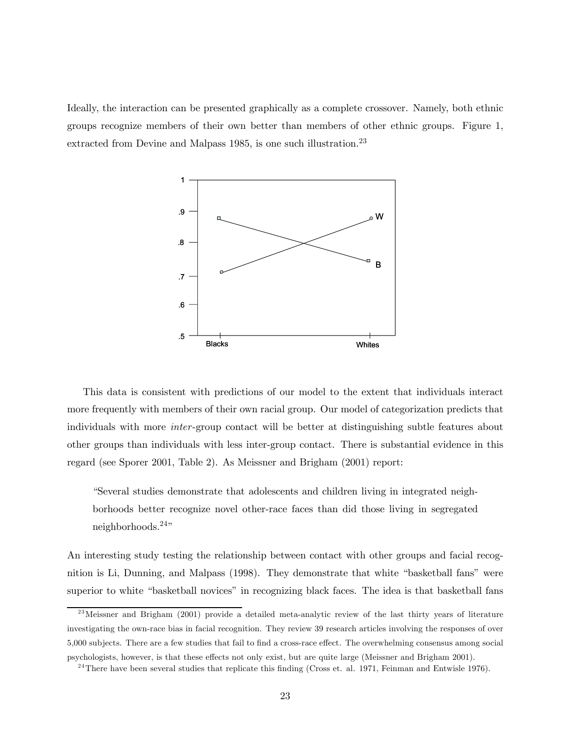Ideally, the interaction can be presented graphically as a complete crossover. Namely, both ethnic groups recognize members of their own better than members of other ethnic groups. Figure 1, extracted from Devine and Malpass 1985, is one such illustration.[23]

This data is consistent with predictions of our model to the extent that individuals interact more frequently with members of their own racial group. Our model of categorization predicts that individuals with more *inter*-group contact will be better at distinguishing subtle features about other groups than individuals with less inter-group contact. There is substantial evidence in this regard (see Sporer 2001, Table 2). As Meissner and Brigham (2001) report:

> "Several studies demonstrate that adolescents and children living in integrated neighborhoods better recognize novel other-race faces than did those living in segregated neighborhoods.[24]"

An interesting study testing the relationship between contact with other groups and facial recognition is Li, Dunning, and Malpass (1998). They demonstrate that white "basketball fans" were superior to white "basketball novices" in recognizing black faces. The idea is that basketball fans

---

[23] Meissner and Brigham (2001) provide a detailed meta-analytic review of the last thirty years of literature investigating the own-race bias in facial recognition. They review 39 research articles involving the responses of over 5,000 subjects. There are a few studies that fail to find a cross-race effect. The overwhelming consensus among social psychologists, however, is that these effects not only exist, but are quite large (Meissner and Brigham 2001).

[24] There have been several studies that replicate this finding (Cross et. al. 1971, Feinman and Entwisle 1976).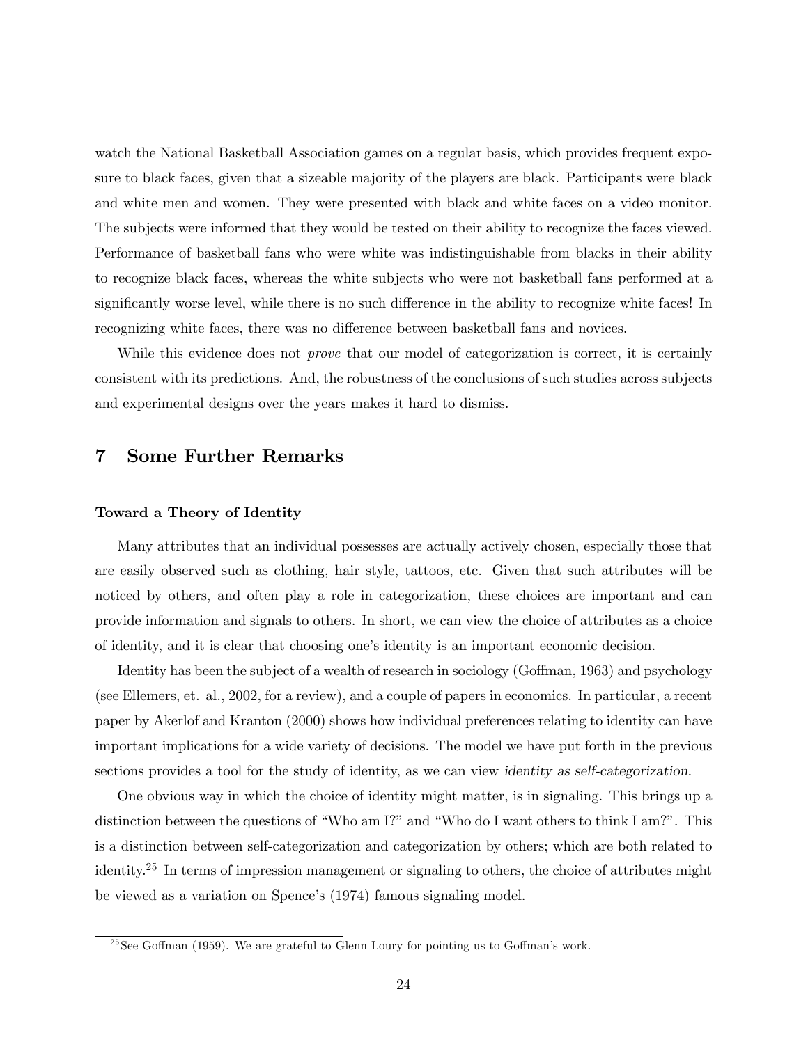watch the National Basketball Association games on a regular basis, which provides frequent exposure to black faces, given that a sizeable majority of the players are black. Participants were black and white men and women. They were presented with black and white faces on a video monitor. The subjects were informed that they would be tested on their ability to recognize the faces viewed. Performance of basketball fans who were white was indistinguishable from blacks in their ability to recognize black faces, whereas the white subjects who were not basketball fans performed at a significantly worse level, while there is no such difference in the ability to recognize white faces! In recognizing white faces, there was no difference between basketball fans and novices.

While this evidence does not *prove* that our model of categorization is correct, it is certainly consistent with its predictions. And, the robustness of the conclusions of such studies across subjects and experimental designs over the years makes it hard to dismiss.

## 7 Some Further Remarks

**Toward a Theory of Identity**

Many attributes that an individual possesses are actually actively chosen, especially those that are easily observed such as clothing, hair style, tattoos, etc. Given that such attributes will be noticed by others, and often play a role in categorization, these choices are important and can provide information and signals to others. In short, we can view the choice of attributes as a choice of identity, and it is clear that choosing one's identity is an important economic decision.

Identity has been the subject of a wealth of research in sociology (Goffman, 1963) and psychology (see Ellemers, et. al., 2002, for a review), and a couple of papers in economics. In particular, a recent paper by Akerlof and Kranton (2000) shows how individual preferences relating to identity can have important implications for a wide variety of decisions. The model we have put forth in the previous sections provides a tool for the study of identity, as we can view *identity as self-categorization*.

One obvious way in which the choice of identity might matter, is in signaling. This brings up a distinction between the questions of "Who am I?" and "Who do I want others to think I am?". This is a distinction between self-categorization and categorization by others; which are both related to identity.[25] In terms of impression management or signaling to others, the choice of attributes might be viewed as a variation on Spence's (1974) famous signaling model.

[25] See Goffman (1959). We are grateful to Glenn Loury for pointing us to Goffman's work.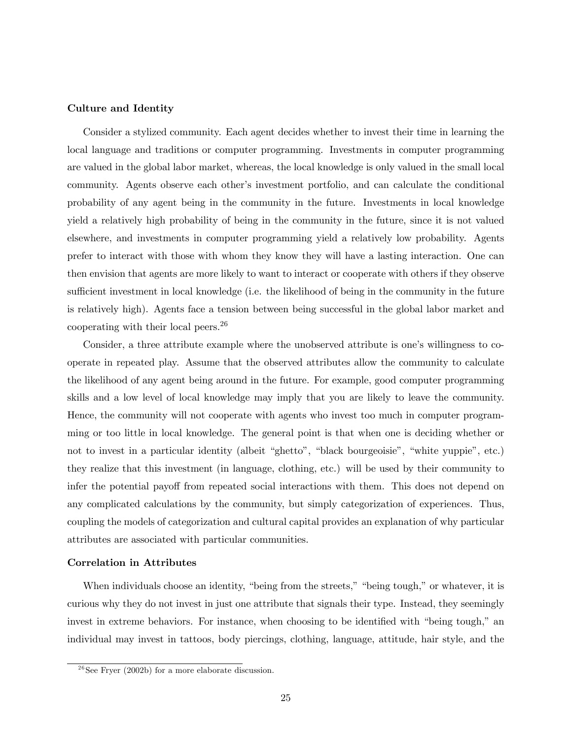### Culture and Identity

Consider a stylized community. Each agent decides whether to invest their time in learning the local language and traditions or computer programming. Investments in computer programming are valued in the global labor market, whereas, the local knowledge is only valued in the small local community. Agents observe each other's investment portfolio, and can calculate the conditional probability of any agent being in the community in the future. Investments in local knowledge yield a relatively high probability of being in the community in the future, since it is not valued elsewhere, and investments in computer programming yield a relatively low probability. Agents prefer to interact with those with whom they know they will have a lasting interaction. One can then envision that agents are more likely to want to interact or cooperate with others if they observe sufficient investment in local knowledge (i.e. the likelihood of being in the community in the future is relatively high). Agents face a tension between being successful in the global labor market and cooperating with their local peers.[26]

Consider, a three attribute example where the unobserved attribute is one's willingness to cooperate in repeated play. Assume that the observed attributes allow the community to calculate the likelihood of any agent being around in the future. For example, good computer programming skills and a low level of local knowledge may imply that you are likely to leave the community. Hence, the community will not cooperate with agents who invest too much in computer programming or too little in local knowledge. The general point is that when one is deciding whether or not to invest in a particular identity (albeit "ghetto", "black bourgeoisie", "white yuppie", etc.) they realize that this investment (in language, clothing, etc.) will be used by their community to infer the potential payoff from repeated social interactions with them. This does not depend on any complicated calculations by the community, but simply categorization of experiences. Thus, coupling the models of categorization and cultural capital provides an explanation of why particular attributes are associated with particular communities.

### Correlation in Attributes

When individuals choose an identity, "being from the streets," "being tough," or whatever, it is curious why they do not invest in just one attribute that signals their type. Instead, they seemingly invest in extreme behaviors. For instance, when choosing to be identified with "being tough," an individual may invest in tattoos, body piercings, clothing, language, attitude, hair style, and the

[26] See Fryer (2002b) for a more elaborate discussion.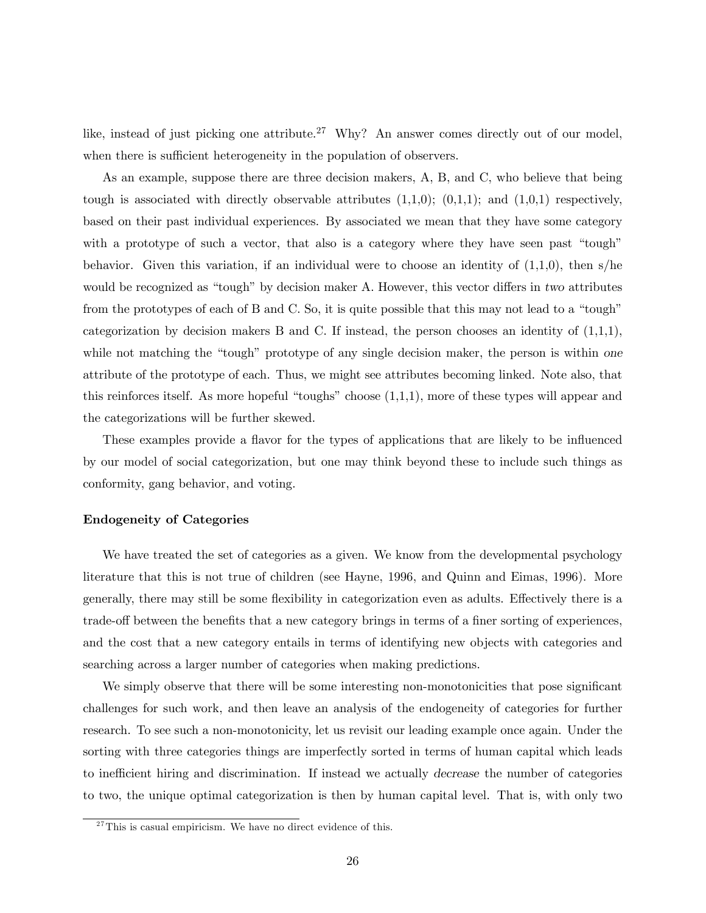like, instead of just picking one attribute.[27] Why? An answer comes directly out of our model, when there is sufficient heterogeneity in the population of observers.

As an example, suppose there are three decision makers, A, B, and C, who believe that being tough is associated with directly observable attributes (1,1,0); (0,1,1); and (1,0,1) respectively, based on their past individual experiences. By associated we mean that they have some category with a prototype of such a vector, that also is a category where they have seen past "tough" behavior. Given this variation, if an individual were to choose an identity of (1,1,0), then s/he would be recognized as "tough" by decision maker A. However, this vector differs in *two* attributes from the prototypes of each of B and C. So, it is quite possible that this may not lead to a "tough" categorization by decision makers B and C. If instead, the person chooses an identity of (1,1,1), while not matching the "tough" prototype of any single decision maker, the person is within *one* attribute of the prototype of each. Thus, we might see attributes becoming linked. Note also, that this reinforces itself. As more hopeful "toughs" choose (1,1,1), more of these types will appear and the categorizations will be further skewed.

These examples provide a flavor for the types of applications that are likely to be influenced by our model of social categorization, but one may think beyond these to include such things as conformity, gang behavior, and voting.

### Endogeneity of Categories

We have treated the set of categories as a given. We know from the developmental psychology literature that this is not true of children (see Hayne, 1996, and Quinn and Eimas, 1996). More generally, there may still be some flexibility in categorization even as adults. Effectively there is a trade-off between the benefits that a new category brings in terms of a finer sorting of experiences, and the cost that a new category entails in terms of identifying new objects with categories and searching across a larger number of categories when making predictions.

We simply observe that there will be some interesting non-monotonicities that pose significant challenges for such work, and then leave an analysis of the endogeneity of categories for further research. To see such a non-monotonicity, let us revisit our leading example once again. Under the sorting with three categories things are imperfectly sorted in terms of human capital which leads to inefficient hiring and discrimination. If instead we actually *decrease* the number of categories to two, the unique optimal categorization is then by human capital level. That is, with only two

[27] This is casual empiricism. We have no direct evidence of this.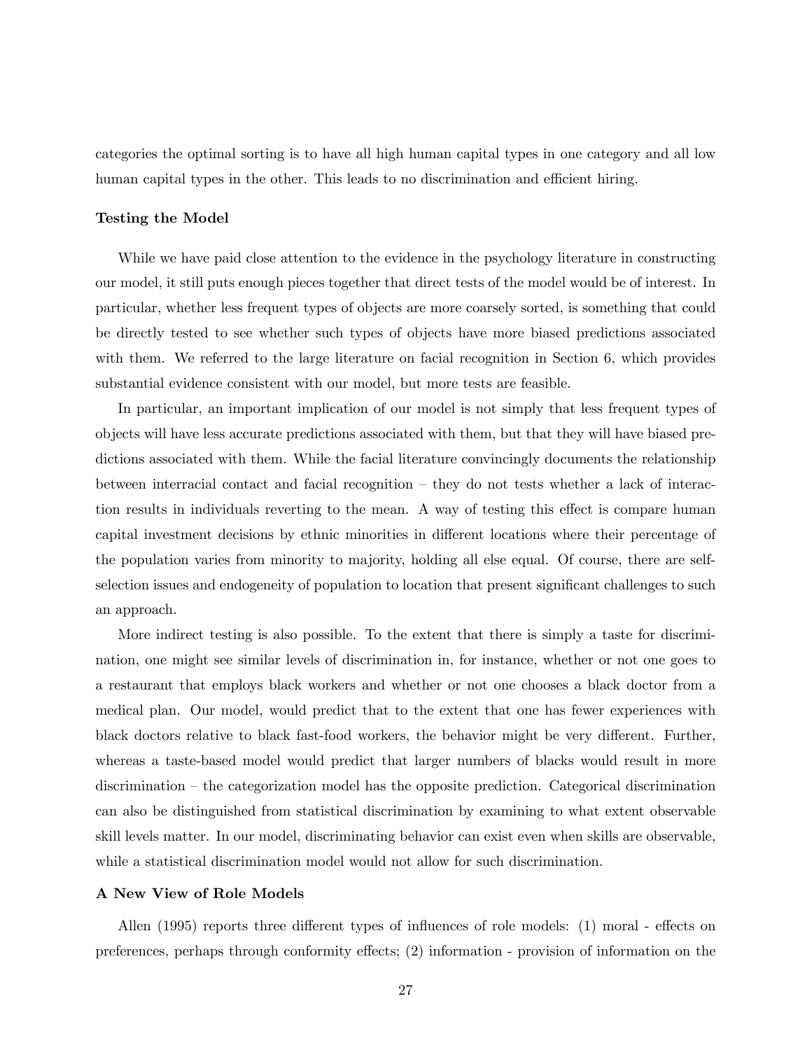categories the optimal sorting is to have all high human capital types in one category and all low human capital types in the other. This leads to no discrimination and efficient hiring.

**Testing the Model**

While we have paid close attention to the evidence in the psychology literature in constructing our model, it still puts enough pieces together that direct tests of the model would be of interest. In particular, whether less frequent types of objects are more coarsely sorted, is something that could be directly tested to see whether such types of objects have more biased predictions associated with them. We referred to the large literature on facial recognition in Section 6, which provides substantial evidence consistent with our model, but more tests are feasible.

In particular, an important implication of our model is not simply that less frequent types of objects will have less accurate predictions associated with them, but that they will have biased predictions associated with them. While the facial literature convincingly documents the relationship between interracial contact and facial recognition – they do not tests whether a lack of interaction results in individuals reverting to the mean. A way of testing this effect is compare human capital investment decisions by ethnic minorities in different locations where their percentage of the population varies from minority to majority, holding all else equal. Of course, there are self-selection issues and endogeneity of population to location that present significant challenges to such an approach.

More indirect testing is also possible. To the extent that there is simply a taste for discrimination, one might see similar levels of discrimination in, for instance, whether or not one goes to a restaurant that employs black workers and whether or not one chooses a black doctor from a medical plan. Our model, would predict that to the extent that one has fewer experiences with black doctors relative to black fast-food workers, the behavior might be very different. Further, whereas a taste-based model would predict that larger numbers of blacks would result in more discrimination – the categorization model has the opposite prediction. Categorical discrimination can also be distinguished from statistical discrimination by examining to what extent observable skill levels matter. In our model, discriminating behavior can exist even when skills are observable, while a statistical discrimination model would not allow for such discrimination.

**A New View of Role Models**

Allen (1995) reports three different types of influences of role models: (1) moral - effects on preferences, perhaps through conformity effects; (2) information - provision of information on the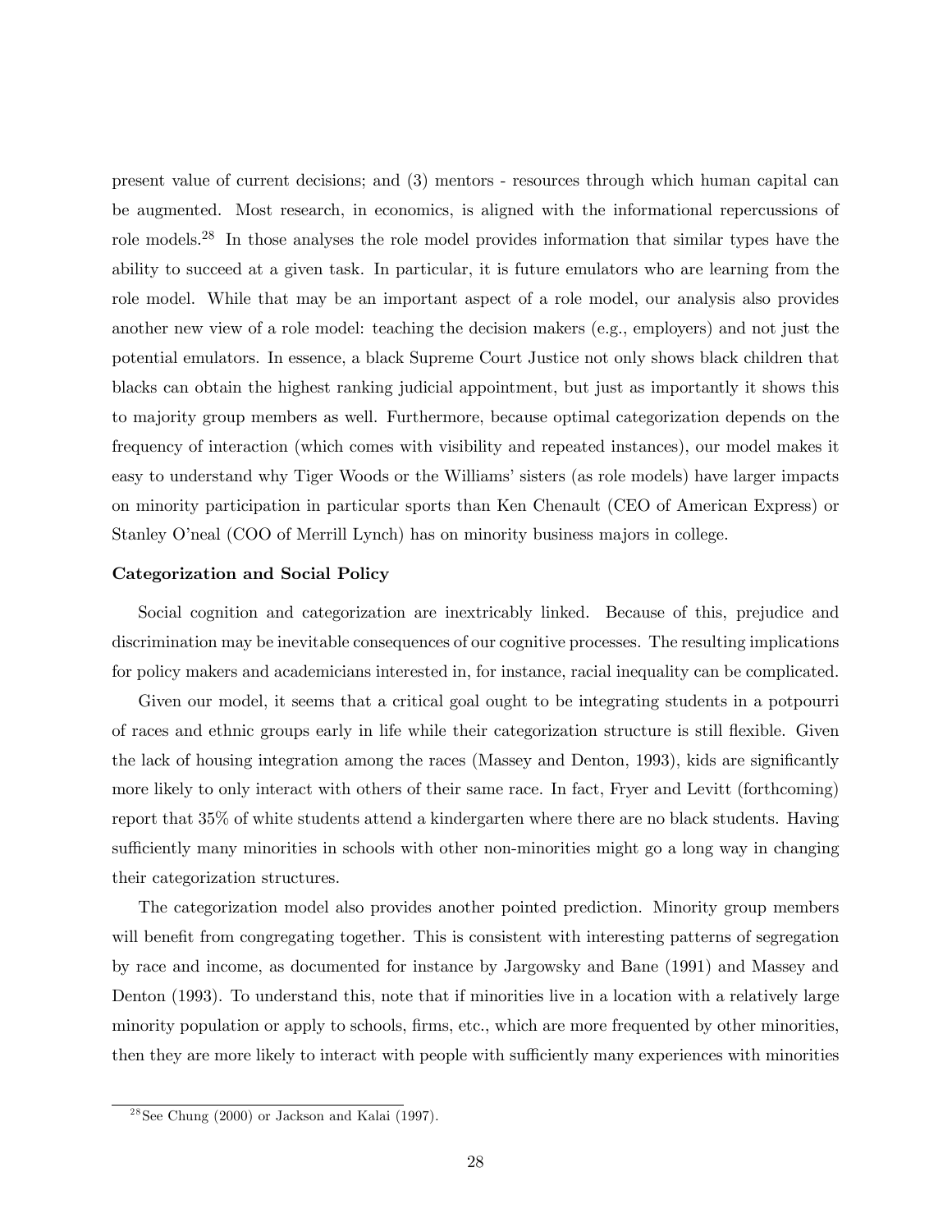present value of current decisions; and (3) mentors - resources through which human capital can be augmented. Most research, in economics, is aligned with the informational repercussions of role models.[28] In those analyses the role model provides information that similar types have the ability to succeed at a given task. In particular, it is future emulators who are learning from the role model. While that may be an important aspect of a role model, our analysis also provides another new view of a role model: teaching the decision makers (e.g., employers) and not just the potential emulators. In essence, a black Supreme Court Justice not only shows black children that blacks can obtain the highest ranking judicial appointment, but just as importantly it shows this to majority group members as well. Furthermore, because optimal categorization depends on the frequency of interaction (which comes with visibility and repeated instances), our model makes it easy to understand why Tiger Woods or the Williams' sisters (as role models) have larger impacts on minority participation in particular sports than Ken Chenault (CEO of American Express) or Stanley O'neal (COO of Merrill Lynch) has on minority business majors in college.

**Categorization and Social Policy**

Social cognition and categorization are inextricably linked. Because of this, prejudice and discrimination may be inevitable consequences of our cognitive processes. The resulting implications for policy makers and academicians interested in, for instance, racial inequality can be complicated.

Given our model, it seems that a critical goal ought to be integrating students in a potpourri of races and ethnic groups early in life while their categorization structure is still flexible. Given the lack of housing integration among the races (Massey and Denton, 1993), kids are significantly more likely to only interact with others of their same race. In fact, Fryer and Levitt (forthcoming) report that 35% of white students attend a kindergarten where there are no black students. Having sufficiently many minorities in schools with other non-minorities might go a long way in changing their categorization structures.

The categorization model also provides another pointed prediction. Minority group members will benefit from congregating together. This is consistent with interesting patterns of segregation by race and income, as documented for instance by Jargowsky and Bane (1991) and Massey and Denton (1993). To understand this, note that if minorities live in a location with a relatively large minority population or apply to schools, firms, etc., which are more frequented by other minorities, then they are more likely to interact with people with sufficiently many experiences with minorities

[28] See Chung (2000) or Jackson and Kalai (1997).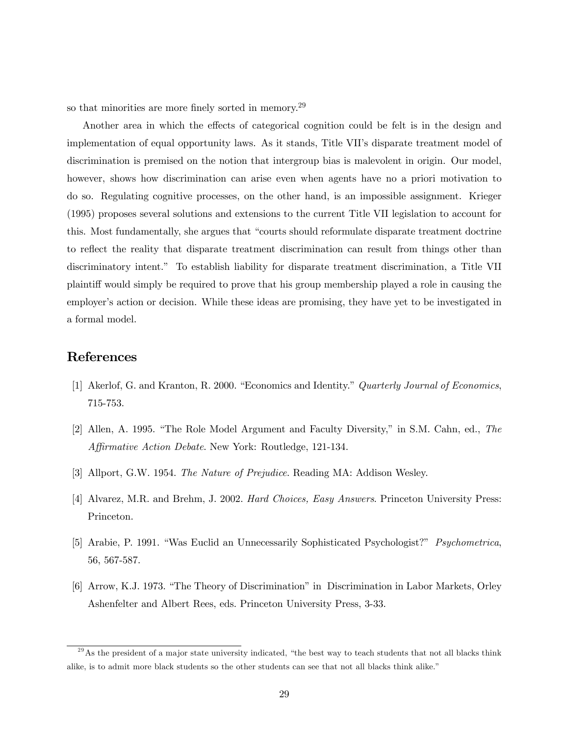so that minorities are more finely sorted in memory.[29]

Another area in which the effects of categorical cognition could be felt is in the design and implementation of equal opportunity laws. As it stands, Title VII's disparate treatment model of discrimination is premised on the notion that intergroup bias is malevolent in origin. Our model, however, shows how discrimination can arise even when agents have no a priori motivation to do so. Regulating cognitive processes, on the other hand, is an impossible assignment. Krieger (1995) proposes several solutions and extensions to the current Title VII legislation to account for this. Most fundamentally, she argues that "courts should reformulate disparate treatment doctrine to reflect the reality that disparate treatment discrimination can result from things other than discriminatory intent." To establish liability for disparate treatment discrimination, a Title VII plaintiff would simply be required to prove that his group membership played a role in causing the employer's action or decision. While these ideas are promising, they have yet to be investigated in a formal model.

## References

[1] Akerlof, G. and Kranton, R. 2000. "Economics and Identity." *Quarterly Journal of Economics*, 715-753.

[2] Allen, A. 1995. "The Role Model Argument and Faculty Diversity," in S.M. Cahn, ed., *The Affirmative Action Debate*. New York: Routledge, 121-134.

[3] Allport, G.W. 1954. *The Nature of Prejudice*. Reading MA: Addison Wesley.

[4] Alvarez, M.R. and Brehm, J. 2002. *Hard Choices, Easy Answers*. Princeton University Press: Princeton.

[5] Arabie, P. 1991. "Was Euclid an Unnecessarily Sophisticated Psychologist?" *Psychometrica*, 56, 567-587.

[6] Arrow, K.J. 1973. "The Theory of Discrimination" in Discrimination in Labor Markets, Orley Ashenfelter and Albert Rees, eds. Princeton University Press, 3-33.

[29] As the president of a major state university indicated, "the best way to teach students that not all blacks think alike, is to admit more black students so the other students can see that not all blacks think alike."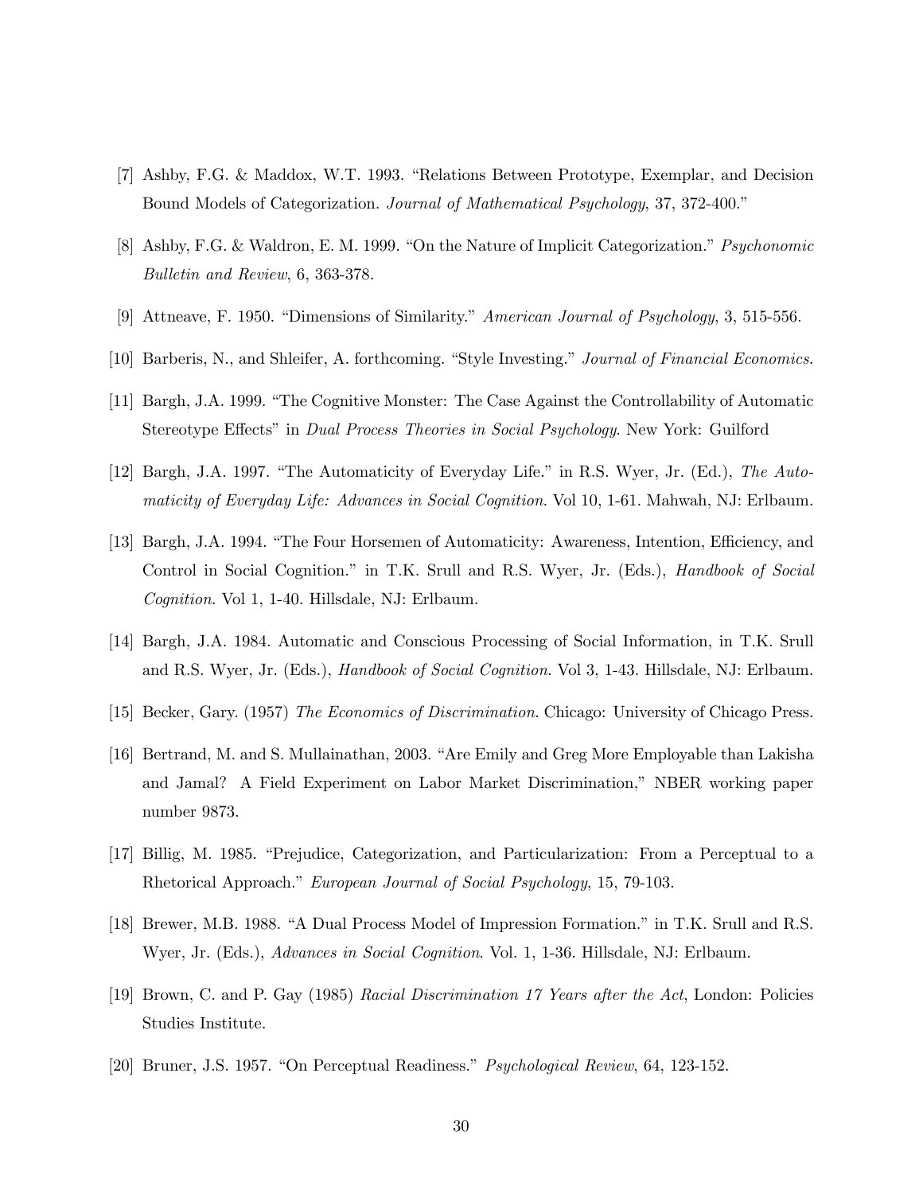[7] Ashby, F.G. & Maddox, W.T. 1993. "Relations Between Prototype, Exemplar, and Decision Bound Models of Categorization. *Journal of Mathematical Psychology*, 37, 372-400."

[8] Ashby, F.G. & Waldron, E. M. 1999. "On the Nature of Implicit Categorization." *Psychonomic Bulletin and Review*, 6, 363-378.

[9] Attneave, F. 1950. "Dimensions of Similarity." *American Journal of Psychology*, 3, 515-556.

[10] Barberis, N., and Shleifer, A. forthcoming. "Style Investing." *Journal of Financial Economics*.

[11] Bargh, J.A. 1999. "The Cognitive Monster: The Case Against the Controllability of Automatic Stereotype Effects" in *Dual Process Theories in Social Psychology*. New York: Guilford

[12] Bargh, J.A. 1997. "The Automaticity of Everyday Life." in R.S. Wyer, Jr. (Ed.), *The Automaticity of Everyday Life: Advances in Social Cognition*. Vol 10, 1-61. Mahwah, NJ: Erlbaum.

[13] Bargh, J.A. 1994. "The Four Horsemen of Automaticity: Awareness, Intention, Efficiency, and Control in Social Cognition." in T.K. Srull and R.S. Wyer, Jr. (Eds.), *Handbook of Social Cognition*. Vol 1, 1-40. Hillsdale, NJ: Erlbaum.

[14] Bargh, J.A. 1984. Automatic and Conscious Processing of Social Information, in T.K. Srull and R.S. Wyer, Jr. (Eds.), *Handbook of Social Cognition*. Vol 3, 1-43. Hillsdale, NJ: Erlbaum.

[15] Becker, Gary. (1957) *The Economics of Discrimination*. Chicago: University of Chicago Press.

[16] Bertrand, M. and S. Mullainathan, 2003. "Are Emily and Greg More Employable than Lakisha and Jamal? A Field Experiment on Labor Market Discrimination," NBER working paper number 9873.

[17] Billig, M. 1985. "Prejudice, Categorization, and Particularization: From a Perceptual to a Rhetorical Approach." *European Journal of Social Psychology*, 15, 79-103.

[18] Brewer, M.B. 1988. "A Dual Process Model of Impression Formation." in T.K. Srull and R.S. Wyer, Jr. (Eds.), *Advances in Social Cognition*. Vol. 1, 1-36. Hillsdale, NJ: Erlbaum.

[19] Brown, C. and P. Gay (1985) *Racial Discrimination 17 Years after the Act*, London: Policies Studies Institute.

[20] Bruner, J.S. 1957. "On Perceptual Readiness." *Psychological Review*, 64, 123-152.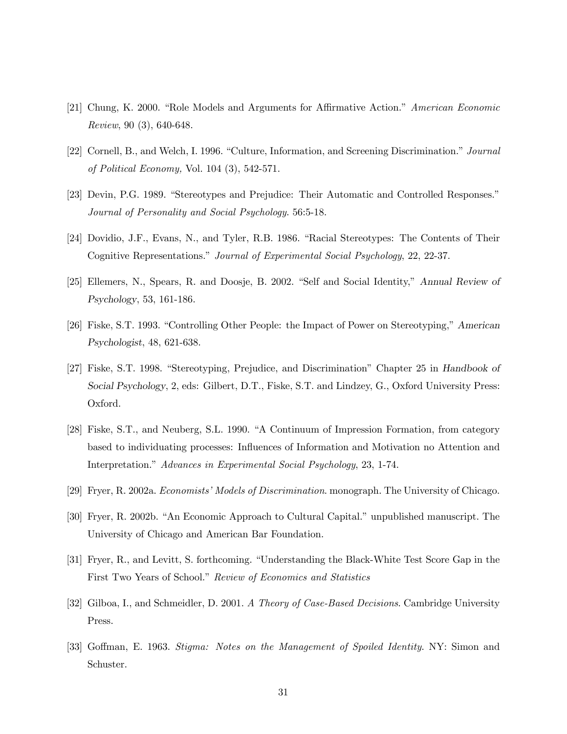[21] Chung, K. 2000. "Role Models and Arguments for Affirmative Action." *American Economic Review*, 90 (3), 640-648.

[22] Cornell, B., and Welch, I. 1996. "Culture, Information, and Screening Discrimination." *Journal of Political Economy,* Vol. 104 (3), 542-571.

[23] Devin, P.G. 1989. "Stereotypes and Prejudice: Their Automatic and Controlled Responses." *Journal of Personality and Social Psychology*. 56:5-18.

[24] Dovidio, J.F., Evans, N., and Tyler, R.B. 1986. "Racial Stereotypes: The Contents of Their Cognitive Representations." *Journal of Experimental Social Psychology*, 22, 22-37.

[25] Ellemers, N., Spears, R. and Doosje, B. 2002. "Self and Social Identity," *Annual Review of Psychology*, 53, 161-186.

[26] Fiske, S.T. 1993. "Controlling Other People: the Impact of Power on Stereotyping," *American Psychologist*, 48, 621-638.

[27] Fiske, S.T. 1998. "Stereotyping, Prejudice, and Discrimination" Chapter 25 in *Handbook of Social Psychology*, 2, eds: Gilbert, D.T., Fiske, S.T. and Lindzey, G., Oxford University Press: Oxford.

[28] Fiske, S.T., and Neuberg, S.L. 1990. "A Continuum of Impression Formation, from category based to individuating processes: Influences of Information and Motivation no Attention and Interpretation." *Advances in Experimental Social Psychology*, 23, 1-74.

[29] Fryer, R. 2002a. *Economists' Models of Discrimination*. monograph. The University of Chicago.

[30] Fryer, R. 2002b. "An Economic Approach to Cultural Capital." unpublished manuscript. The University of Chicago and American Bar Foundation.

[31] Fryer, R., and Levitt, S. forthcoming. "Understanding the Black-White Test Score Gap in the First Two Years of School." *Review of Economics and Statistics*

[32] Gilboa, I., and Schmeidler, D. 2001. *A Theory of Case-Based Decisions*. Cambridge University Press.

[33] Goffman, E. 1963. *Stigma: Notes on the Management of Spoiled Identity*. NY: Simon and Schuster.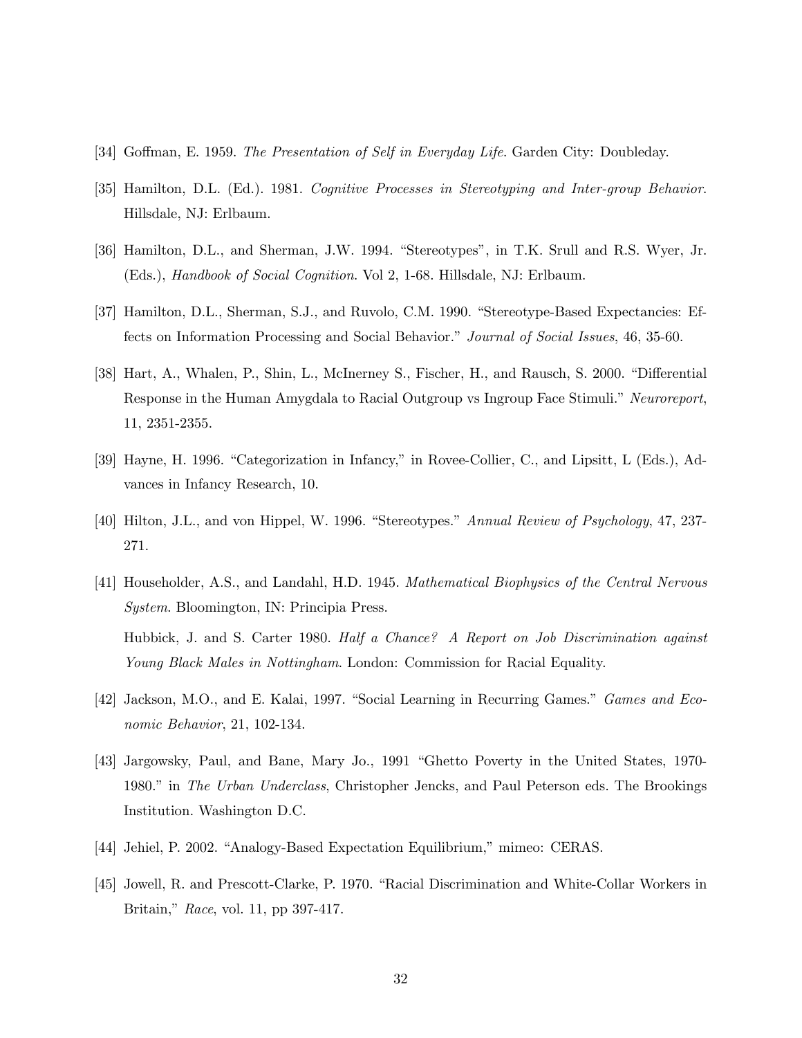[34] Goffman, E. 1959. *The Presentation of Self in Everyday Life*. Garden City: Doubleday.

[35] Hamilton, D.L. (Ed.). 1981. *Cognitive Processes in Stereotyping and Inter-group Behavior*. Hillsdale, NJ: Erlbaum.

[36] Hamilton, D.L., and Sherman, J.W. 1994. "Stereotypes", in T.K. Srull and R.S. Wyer, Jr. (Eds.), *Handbook of Social Cognition*. Vol 2, 1-68. Hillsdale, NJ: Erlbaum.

[37] Hamilton, D.L., Sherman, S.J., and Ruvolo, C.M. 1990. "Stereotype-Based Expectancies: Effects on Information Processing and Social Behavior." *Journal of Social Issues*, 46, 35-60.

[38] Hart, A., Whalen, P., Shin, L., McInerney S., Fischer, H., and Rausch, S. 2000. "Differential Response in the Human Amygdala to Racial Outgroup vs Ingroup Face Stimuli." *Neuroreport*, 11, 2351-2355.

[39] Hayne, H. 1996. "Categorization in Infancy," in Rovee-Collier, C., and Lipsitt, L (Eds.), Advances in Infancy Research, 10.

[40] Hilton, J.L., and von Hippel, W. 1996. "Stereotypes." *Annual Review of Psychology*, 47, 237-271.

[41] Householder, A.S., and Landahl, H.D. 1945. *Mathematical Biophysics of the Central Nervous System*. Bloomington, IN: Principia Press.

Hubbick, J. and S. Carter 1980. *Half a Chance? A Report on Job Discrimination against Young Black Males in Nottingham*. London: Commission for Racial Equality.

[42] Jackson, M.O., and E. Kalai, 1997. "Social Learning in Recurring Games." *Games and Economic Behavior*, 21, 102-134.

[43] Jargowsky, Paul, and Bane, Mary Jo., 1991 "Ghetto Poverty in the United States, 1970-1980." in *The Urban Underclass*, Christopher Jencks, and Paul Peterson eds. The Brookings Institution. Washington D.C.

[44] Jehiel, P. 2002. "Analogy-Based Expectation Equilibrium," mimeo: CERAS.

[45] Jowell, R. and Prescott-Clarke, P. 1970. "Racial Discrimination and White-Collar Workers in Britain," *Race*, vol. 11, pp 397-417.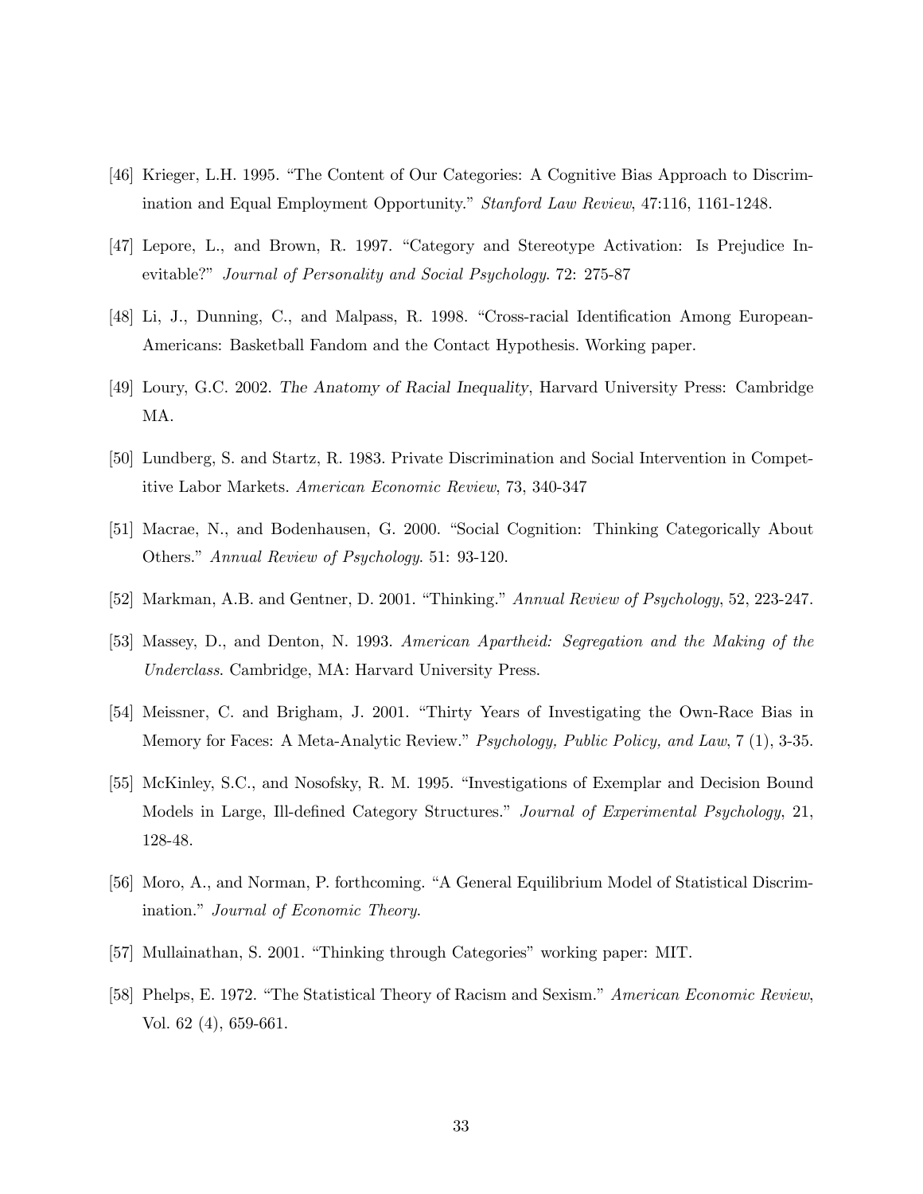[46] Krieger, L.H. 1995. "The Content of Our Categories: A Cognitive Bias Approach to Discrimination and Equal Employment Opportunity." *Stanford Law Review*, 47:116, 1161-1248.

[47] Lepore, L., and Brown, R. 1997. "Category and Stereotype Activation: Is Prejudice Inevitable?" *Journal of Personality and Social Psychology*. 72: 275-87

[48] Li, J., Dunning, C., and Malpass, R. 1998. "Cross-racial Identification Among European-Americans: Basketball Fandom and the Contact Hypothesis. Working paper.

[49] Loury, G.C. 2002. *The Anatomy of Racial Inequality*, Harvard University Press: Cambridge MA.

[50] Lundberg, S. and Startz, R. 1983. Private Discrimination and Social Intervention in Competitive Labor Markets. *American Economic Review*, 73, 340-347

[51] Macrae, N., and Bodenhausen, G. 2000. "Social Cognition: Thinking Categorically About Others." *Annual Review of Psychology*. 51: 93-120.

[52] Markman, A.B. and Gentner, D. 2001. "Thinking." *Annual Review of Psychology*, 52, 223-247.

[53] Massey, D., and Denton, N. 1993. *American Apartheid: Segregation and the Making of the Underclass*. Cambridge, MA: Harvard University Press.

[54] Meissner, C. and Brigham, J. 2001. "Thirty Years of Investigating the Own-Race Bias in Memory for Faces: A Meta-Analytic Review." *Psychology, Public Policy, and Law*, 7 (1), 3-35.

[55] McKinley, S.C., and Nosofsky, R. M. 1995. "Investigations of Exemplar and Decision Bound Models in Large, Ill-defined Category Structures." *Journal of Experimental Psychology*, 21, 128-48.

[56] Moro, A., and Norman, P. forthcoming. "A General Equilibrium Model of Statistical Discrimination." *Journal of Economic Theory*.

[57] Mullainathan, S. 2001. "Thinking through Categories" working paper: MIT.

[58] Phelps, E. 1972. "The Statistical Theory of Racism and Sexism." *American Economic Review*, Vol. 62 (4), 659-661.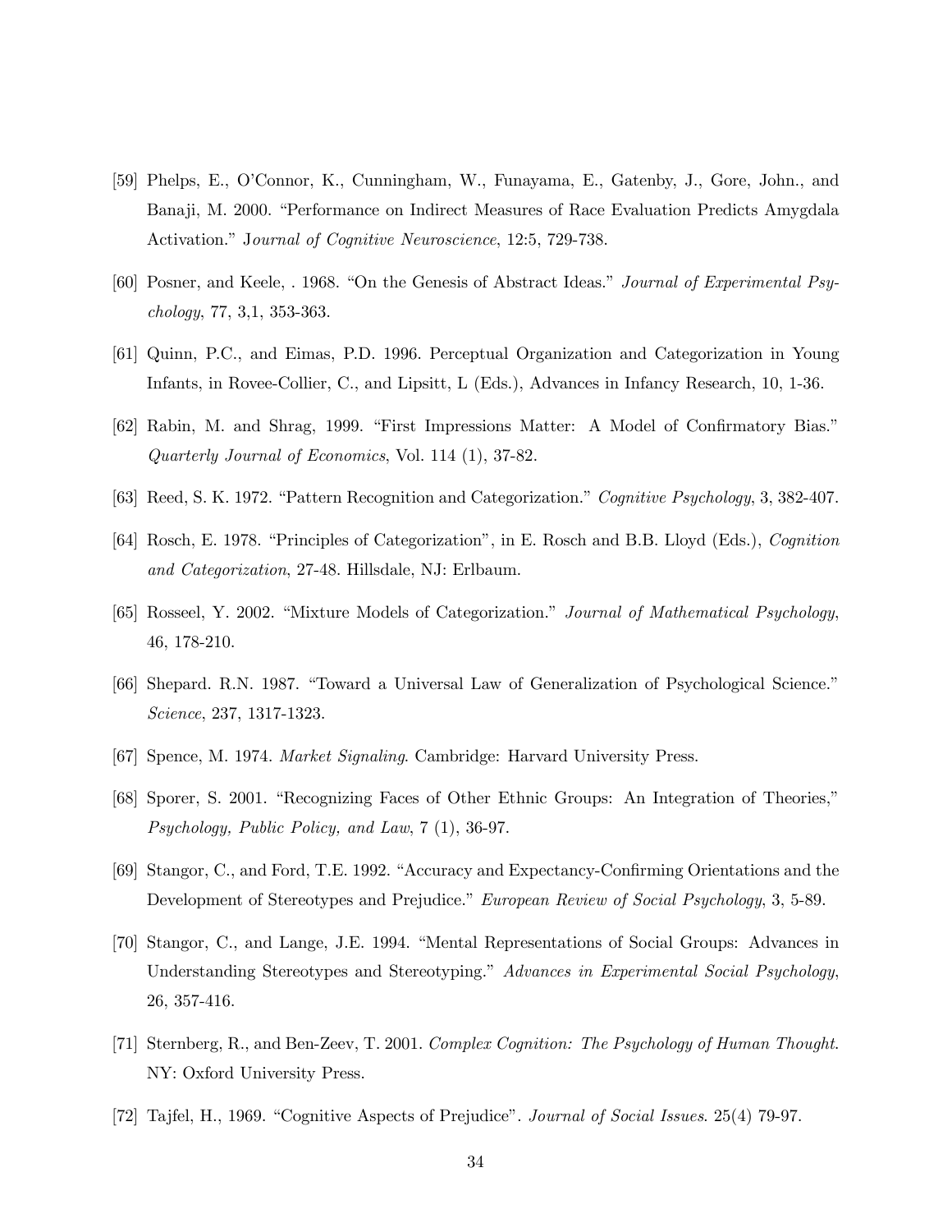[59] Phelps, E., O'Connor, K., Cunningham, W., Funayama, E., Gatenby, J., Gore, John., and Banaji, M. 2000. "Performance on Indirect Measures of Race Evaluation Predicts Amygdala Activation." J*ournal of Cognitive Neuroscience*, 12:5, 729-738.

[60] Posner, and Keele, . 1968. "On the Genesis of Abstract Ideas." *Journal of Experimental Psychology*, 77, 3,1, 353-363.

[61] Quinn, P.C., and Eimas, P.D. 1996. Perceptual Organization and Categorization in Young Infants, in Rovee-Collier, C., and Lipsitt, L (Eds.), Advances in Infancy Research, 10, 1-36.

[62] Rabin, M. and Shrag, 1999. "First Impressions Matter: A Model of Confirmatory Bias." *Quarterly Journal of Economics*, Vol. 114 (1), 37-82.

[63] Reed, S. K. 1972. "Pattern Recognition and Categorization." *Cognitive Psychology*, 3, 382-407.

[64] Rosch, E. 1978. "Principles of Categorization", in E. Rosch and B.B. Lloyd (Eds.), *Cognition and Categorization*, 27-48. Hillsdale, NJ: Erlbaum.

[65] Rosseel, Y. 2002. "Mixture Models of Categorization." *Journal of Mathematical Psychology*, 46, 178-210.

[66] Shepard. R.N. 1987. "Toward a Universal Law of Generalization of Psychological Science." *Science*, 237, 1317-1323.

[67] Spence, M. 1974. *Market Signaling*. Cambridge: Harvard University Press.

[68] Sporer, S. 2001. "Recognizing Faces of Other Ethnic Groups: An Integration of Theories," *Psychology, Public Policy, and Law*, 7 (1), 36-97.

[69] Stangor, C., and Ford, T.E. 1992. "Accuracy and Expectancy-Confirming Orientations and the Development of Stereotypes and Prejudice." *European Review of Social Psychology*, 3, 5-89.

[70] Stangor, C., and Lange, J.E. 1994. "Mental Representations of Social Groups: Advances in Understanding Stereotypes and Stereotyping." *Advances in Experimental Social Psychology*, 26, 357-416.

[71] Sternberg, R., and Ben-Zeev, T. 2001. *Complex Cognition: The Psychology of Human Thought*. NY: Oxford University Press.

[72] Tajfel, H., 1969. "Cognitive Aspects of Prejudice". *Journal of Social Issues*. 25(4) 79-97.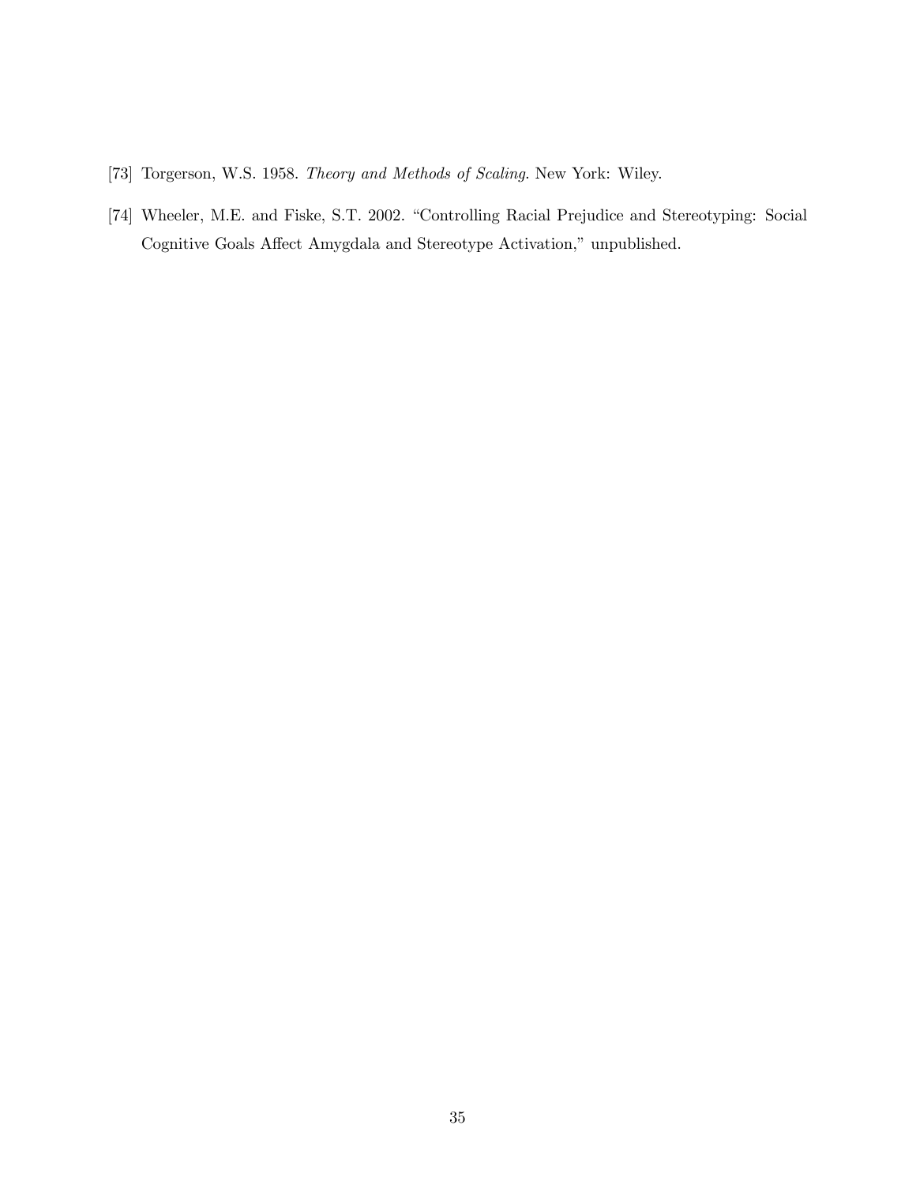[73] Torgerson, W.S. 1958. *Theory and Methods of Scaling*. New York: Wiley.

[74] Wheeler, M.E. and Fiske, S.T. 2002. "Controlling Racial Prejudice and Stereotyping: Social Cognitive Goals Affect Amygdala and Stereotype Activation," unpublished.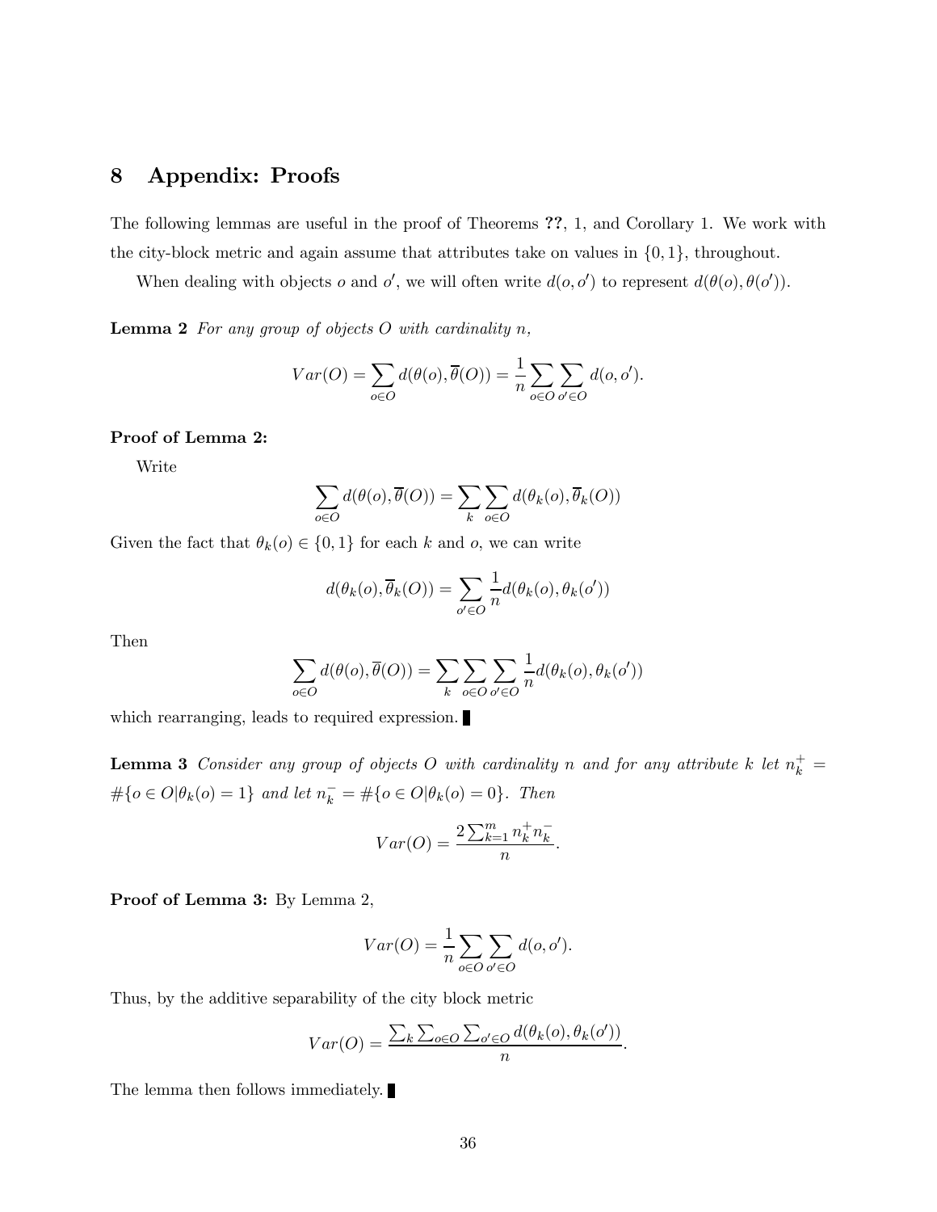## 8 Appendix: Proofs

The following lemmas are useful in the proof of Theorems **??**, 1, and Corollary 1. We work with the city-block metric and again assume that attributes take on values in $\{0,1\}$, throughout.

When dealing with objects $o$ and $o'$, we will often write $d(o,o')$ to represent $d(\theta(o),\theta(o'))$.

**Lemma 2** *For any group of objects $O$ with cardinality $n$,*

$$Var(O) = \sum_{o \in O} d(\theta(o), \overline{\theta}(O)) = \frac{1}{n} \sum_{o \in O} \sum_{o' \in O} d(o, o').$$

**Proof of Lemma 2:**

Write

$$\sum_{o \in O} d(\theta(o), \overline{\theta}(O)) = \sum_{k} \sum_{o \in O} d(\theta_k(o), \overline{\theta}_k(O))$$

Given the fact that $\theta_k(o) \in \{0,1\}$ for each $k$ and $o$, we can write

$$d(\theta_k(o), \overline{\theta}_k(O)) = \sum_{o' \in O} \frac{1}{n} d(\theta_k(o), \theta_k(o'))$$

Then

$$\sum_{o \in O} d(\theta(o), \overline{\theta}(O)) = \sum_{k} \sum_{o \in O} \sum_{o' \in O} \frac{1}{n} d(\theta_k(o), \theta_k(o'))$$

which rearranging, leads to required expression. ∎

**Lemma 3** *Consider any group of objects $O$ with cardinality $n$ and for any attribute $k$ let $n_k^+ = \#\{o \in O | \theta_k(o) = 1\}$ and let $n_k^- = \#\{o \in O | \theta_k(o) = 0\}$. Then*

$$Var(O) = \frac{2 \sum_{k=1}^{m} n_k^+ n_k^-}{n}.$$

**Proof of Lemma 3:** By Lemma 2,

$$Var(O) = \frac{1}{n} \sum_{o \in O} \sum_{o' \in O} d(o, o').$$

Thus, by the additive separability of the city block metric

$$Var(O) = \frac{\sum_k \sum_{o \in O} \sum_{o' \in O} d(\theta_k(o), \theta_k(o'))}{n}.$$

The lemma then follows immediately. ∎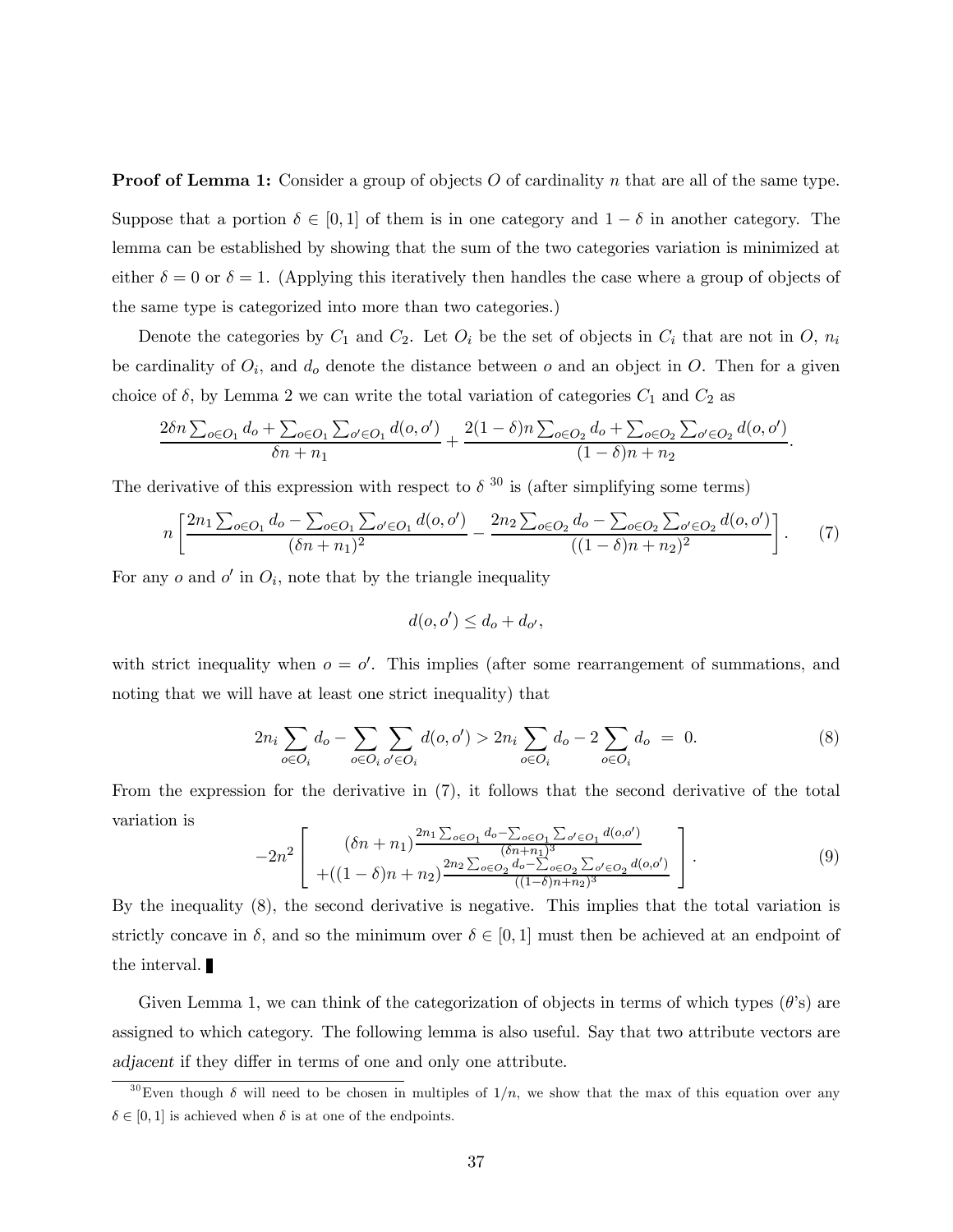**Proof of Lemma 1:** Consider a group of objects $O$ of cardinality $n$ that are all of the same type. Suppose that a portion $\delta \in [0,1]$ of them is in one category and $1-\delta$ in another category. The lemma can be established by showing that the sum of the two categories variation is minimized at either $\delta = 0$ or $\delta = 1$. (Applying this iteratively then handles the case where a group of objects of the same type is categorized into more than two categories.)

Denote the categories by $C_1$ and $C_2$. Let $O_i$ be the set of objects in $C_i$ that are not in $O$, $n_i$ be cardinality of $O_i$, and $d_o$ denote the distance between $o$ and an object in $O$. Then for a given choice of $\delta$, by Lemma 2 we can write the total variation of categories $C_1$ and $C_2$ as

$$\frac{2\delta n \sum_{o \in O_1} d_o + \sum_{o \in O_1} \sum_{o' \in O_1} d(o,o')}{\delta n + n_1} + \frac{2(1-\delta) n \sum_{o \in O_2} d_o + \sum_{o \in O_2} \sum_{o' \in O_2} d(o,o')}{(1-\delta) n + n_2}.$$

The derivative of this expression with respect to $\delta$ [30] is (after simplifying some terms)

$$n \left[ \frac{2n_1 \sum_{o \in O_1} d_o - \sum_{o \in O_1} \sum_{o' \in O_1} d(o,o')}{(\delta n + n_1)^2} - \frac{2n_2 \sum_{o \in O_2} d_o - \sum_{o \in O_2} \sum_{o' \in O_2} d(o,o')}{((1-\delta) n + n_2)^2} \right]. \quad (7)$$

For any $o$ and $o'$ in $O_i$, note that by the triangle inequality

$$d(o,o') \leq d_o + d_{o'},$$

with strict inequality when $o = o'$. This implies (after some rearrangement of summations, and noting that we will have at least one strict inequality) that

$$2n_i \sum_{o \in O_i} d_o - \sum_{o \in O_i} \sum_{o' \in O_i} d(o,o') > 2n_i \sum_{o \in O_i} d_o - 2 \sum_{o \in O_i} d_o \ = \ 0. \quad (8)$$

From the expression for the derivative in (7), it follows that the second derivative of the total variation is

$$-2n^2 \left[ \begin{array}{c} (\delta n + n_1) \frac{2n_1 \sum_{o \in O_1} d_o - \sum_{o \in O_1} \sum_{o' \in O_1} d(o,o')}{(\delta n + n_1)^3} \\ + ((1-\delta) n + n_2) \frac{2n_2 \sum_{o \in O_2} d_o - \sum_{o \in O_2} \sum_{o' \in O_2} d(o,o')}{((1-\delta) n + n_2)^3} \end{array} \right]. \quad (9)$$

By the inequality (8), the second derivative is negative. This implies that the total variation is strictly concave in $\delta$, and so the minimum over $\delta \in [0,1]$ must then be achieved at an endpoint of the interval. ∎

Given Lemma 1, we can think of the categorization of objects in terms of which types ($\theta$'s) are assigned to which category. The following lemma is also useful. Say that two attribute vectors are *adjacent* if they differ in terms of one and only one attribute.

[30] Even though $\delta$ will need to be chosen in multiples of $1/n$, we show that the max of this equation over any $\delta \in [0,1]$ is achieved when $\delta$ is at one of the endpoints.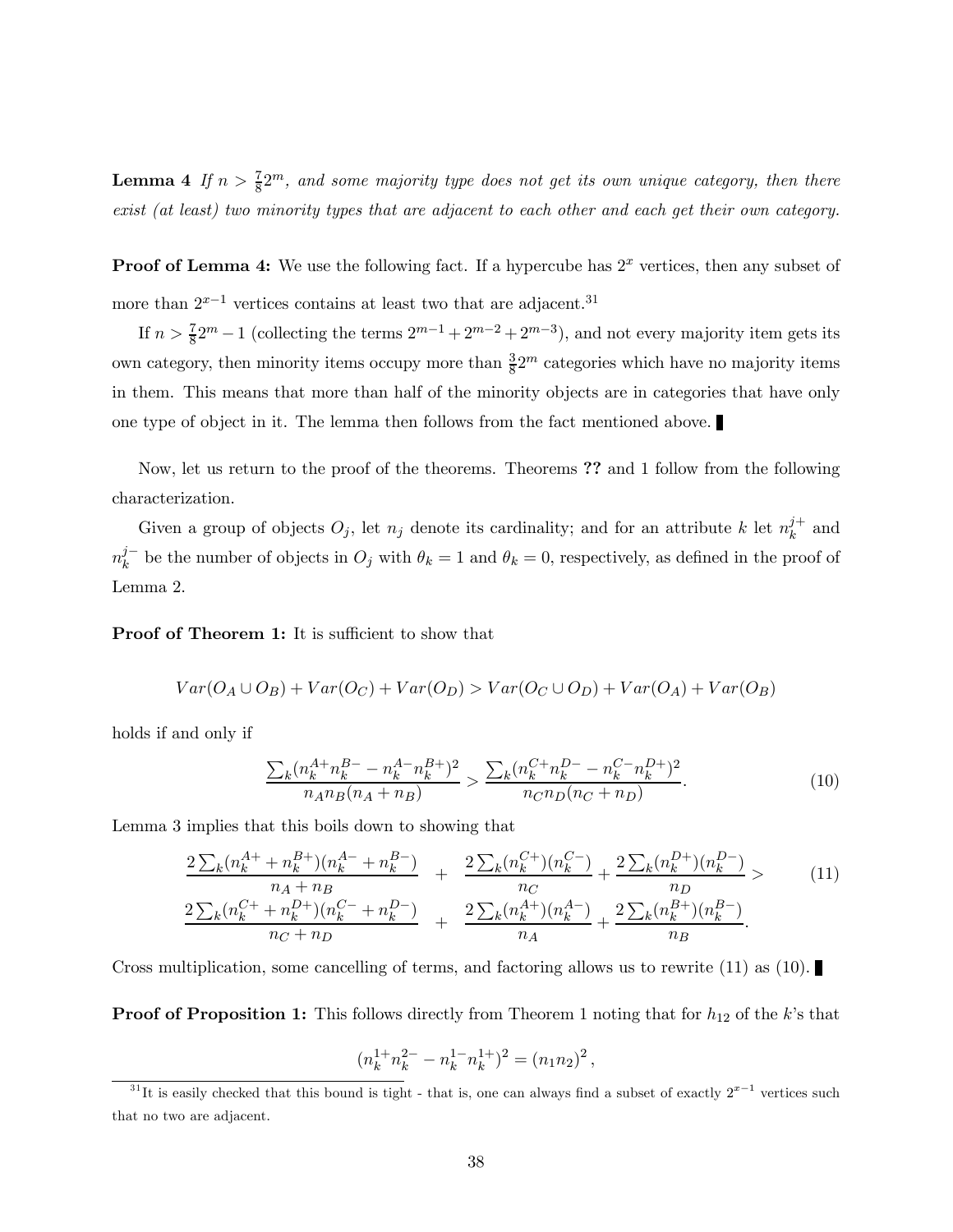**Lemma 4** *If $n > \frac{7}{8}2^m$, and some majority type does not get its own unique category, then there exist (at least) two minority types that are adjacent to each other and each get their own category.*

**Proof of Lemma 4:** We use the following fact. If a hypercube has $2^x$ vertices, then any subset of more than $2^{x-1}$ vertices contains at least two that are adjacent.[31]

If $n > \frac{7}{8}2^m - 1$ (collecting the terms $2^{m-1} + 2^{m-2} + 2^{m-3}$), and not every majority item gets its own category, then minority items occupy more than $\frac{3}{8}2^m$ categories which have no majority items in them. This means that more than half of the minority objects are in categories that have only one type of object in it. The lemma then follows from the fact mentioned above. ∎

Now, let us return to the proof of the theorems. Theorems **??** and 1 follow from the following characterization.

Given a group of objects $O_j$, let $n_j$ denote its cardinality; and for an attribute $k$ let $n_k^{j+}$ and $n_k^{j-}$ be the number of objects in $O_j$ with $\theta_k = 1$ and $\theta_k = 0$, respectively, as defined in the proof of Lemma 2.

**Proof of Theorem 1:** It is sufficient to show that

$$Var(O_A \cup O_B) + Var(O_C) + Var(O_D) > Var(O_C \cup O_D) + Var(O_A) + Var(O_B)$$

holds if and only if

$$\frac{\sum_k (n_k^{A+} n_k^{B-} - n_k^{A-} n_k^{B+})^2}{n_A n_B (n_A + n_B)} > \frac{\sum_k (n_k^{C+} n_k^{D-} - n_k^{C-} n_k^{D+})^2}{n_C n_D (n_C + n_D)}. \tag{10}$$

Lemma 3 implies that this boils down to showing that

$$\begin{aligned} \frac{2\sum_k (n_k^{A+} + n_k^{B+})(n_k^{A-} + n_k^{B-})}{n_A + n_B} &+ \frac{2\sum_k (n_k^{C+})(n_k^{C-})}{n_C} + \frac{2\sum_k (n_k^{D+})(n_k^{D-})}{n_D} > \\ \frac{2\sum_k (n_k^{C+} + n_k^{D+})(n_k^{C-} + n_k^{D-})}{n_C + n_D} &+ \frac{2\sum_k (n_k^{A+})(n_k^{A-})}{n_A} + \frac{2\sum_k (n_k^{B+})(n_k^{B-})}{n_B}. \end{aligned} \tag{11}$$

Cross multiplication, some cancelling of terms, and factoring allows us to rewrite (11) as (10). ∎

**Proof of Proposition 1:** This follows directly from Theorem 1 noting that for $h_{12}$ of the $k$'s that

$$(n_k^{1+} n_k^{2-} - n_k^{1-} n_k^{1+})^2 = (n_1 n_2)^2,$$

[31] It is easily checked that this bound is tight - that is, one can always find a subset of exactly $2^{x-1}$ vertices such that no two are adjacent.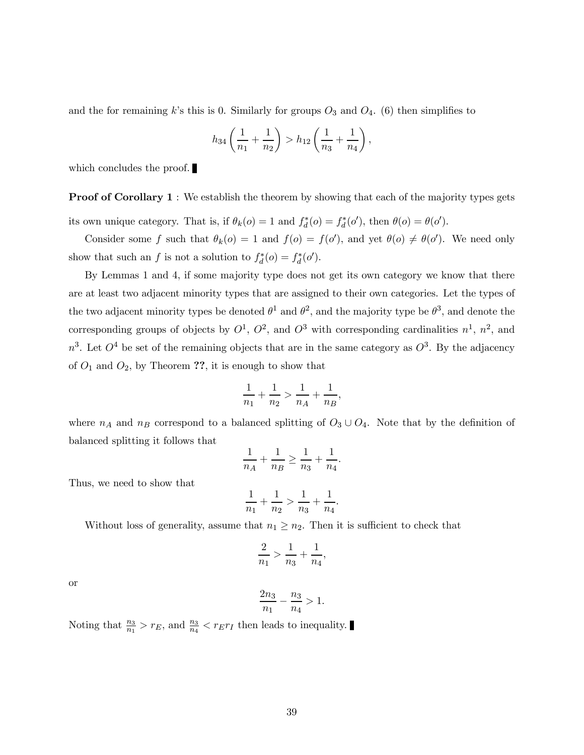and the for remaining $k$'s this is 0. Similarly for groups $O_3$ and $O_4$. (6) then simplifies to

$$h_{34}\left(\frac{1}{n_1}+\frac{1}{n_2}\right) > h_{12}\left(\frac{1}{n_3}+\frac{1}{n_4}\right),$$

which concludes the proof. ▮

**Proof of Corollary 1** : We establish the theorem by showing that each of the majority types gets its own unique category. That is, if $\theta_k(o) = 1$ and $f_d^*(o) = f_d^*(o')$, then $\theta(o) = \theta(o')$.

Consider some $f$ such that $\theta_k(o) = 1$ and $f(o) = f(o')$, and yet $\theta(o) \neq \theta(o')$. We need only show that such an $f$ is not a solution to $f_d^*(o) = f_d^*(o')$.

By Lemmas 1 and 4, if some majority type does not get its own category we know that there are at least two adjacent minority types that are assigned to their own categories. Let the types of the two adjacent minority types be denoted $\theta^1$ and $\theta^2$, and the majority type be $\theta^3$, and denote the corresponding groups of objects by $O^1$, $O^2$, and $O^3$ with corresponding cardinalities $n^1$, $n^2$, and $n^3$. Let $O^4$ be set of the remaining objects that are in the same category as $O^3$. By the adjacency of $O_1$ and $O_2$, by Theorem **??**, it is enough to show that

$$\frac{1}{n_1}+\frac{1}{n_2} > \frac{1}{n_A}+\frac{1}{n_B},$$

where $n_A$ and $n_B$ correspond to a balanced splitting of $O_3 \cup O_4$. Note that by the definition of balanced splitting it follows that

$$\frac{1}{n_A}+\frac{1}{n_B} \geq \frac{1}{n_3}+\frac{1}{n_4}.$$

Thus, we need to show that

$$\frac{1}{n_1}+\frac{1}{n_2} > \frac{1}{n_3}+\frac{1}{n_4}.$$

Without loss of generality, assume that $n_1 \geq n_2$. Then it is sufficient to check that

$$\frac{2}{n_1} > \frac{1}{n_3}+\frac{1}{n_4},$$

or

$$\frac{2n_3}{n_1}-\frac{n_3}{n_4} > 1.$$

Noting that $\frac{n_3}{n_1} > r_E$, and $\frac{n_3}{n_4} < r_E r_I$ then leads to inequality. ▮